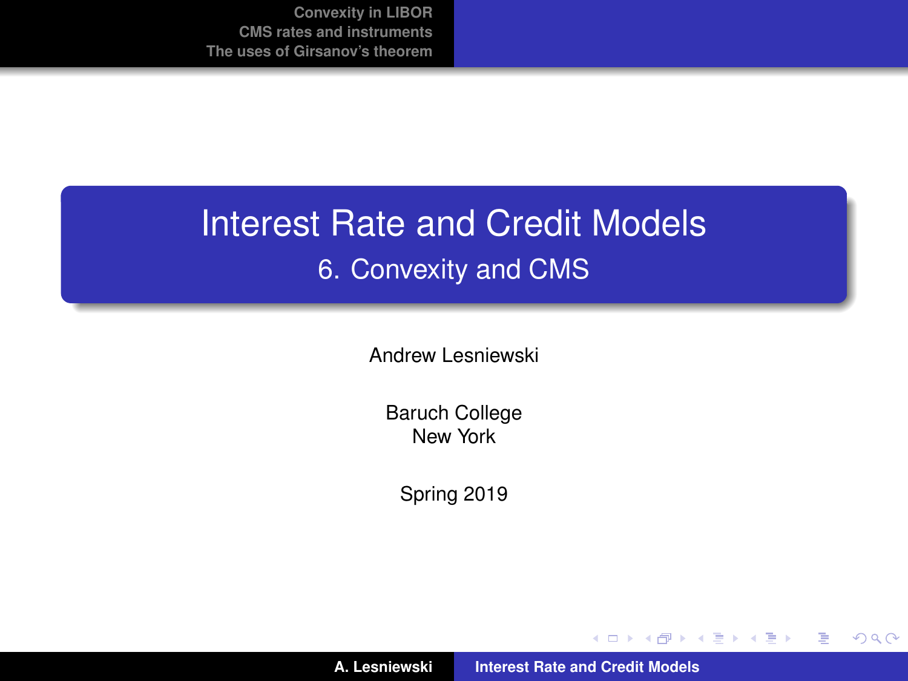# Interest Rate and Credit Models

## 6. Convexity and CMS

Andrew Lesniewski

Baruch College
New York

Spring 2019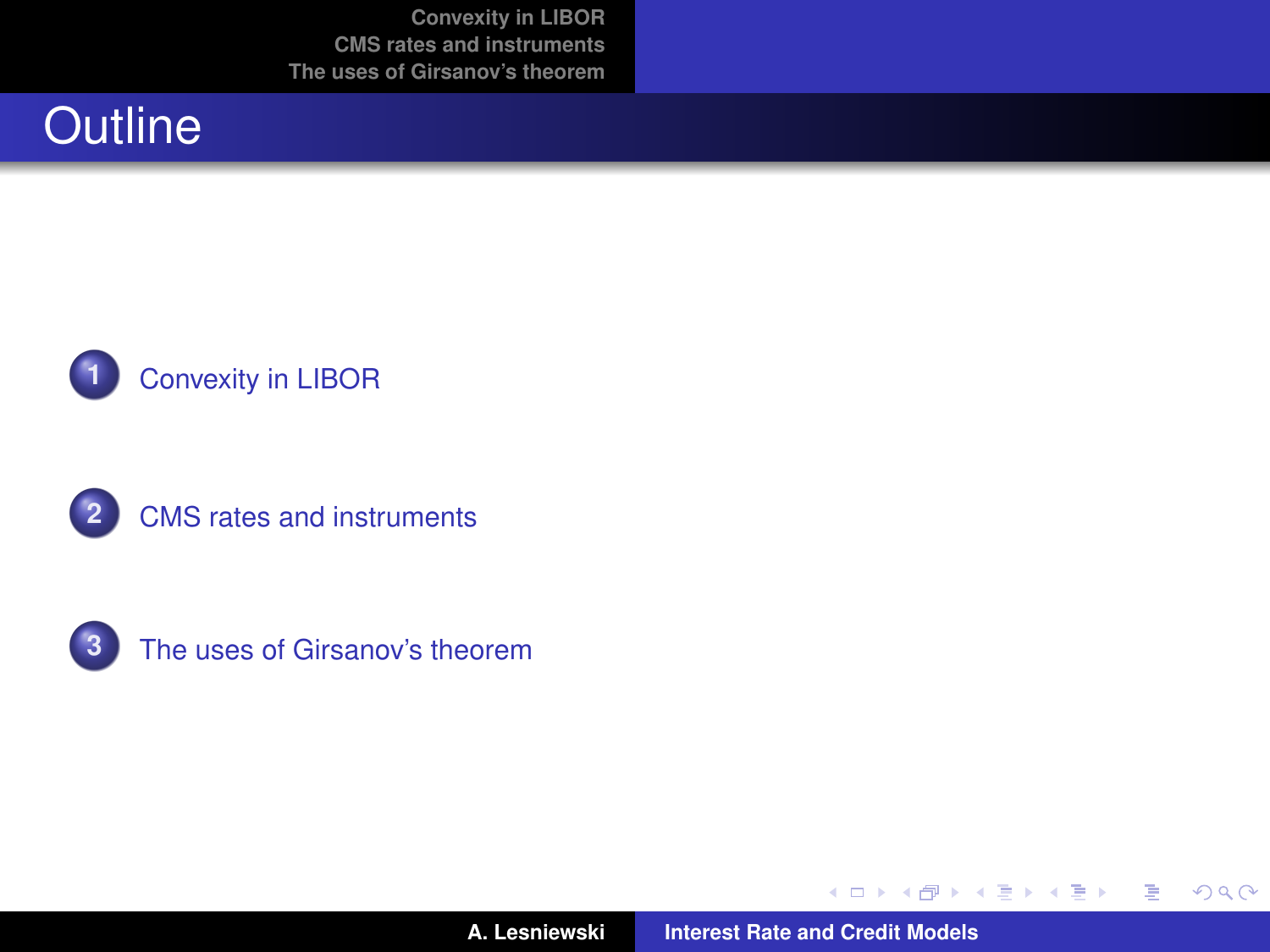# Outline

1. Convexity in LIBOR
2. CMS rates and instruments
3. The uses of Girsanov's theorem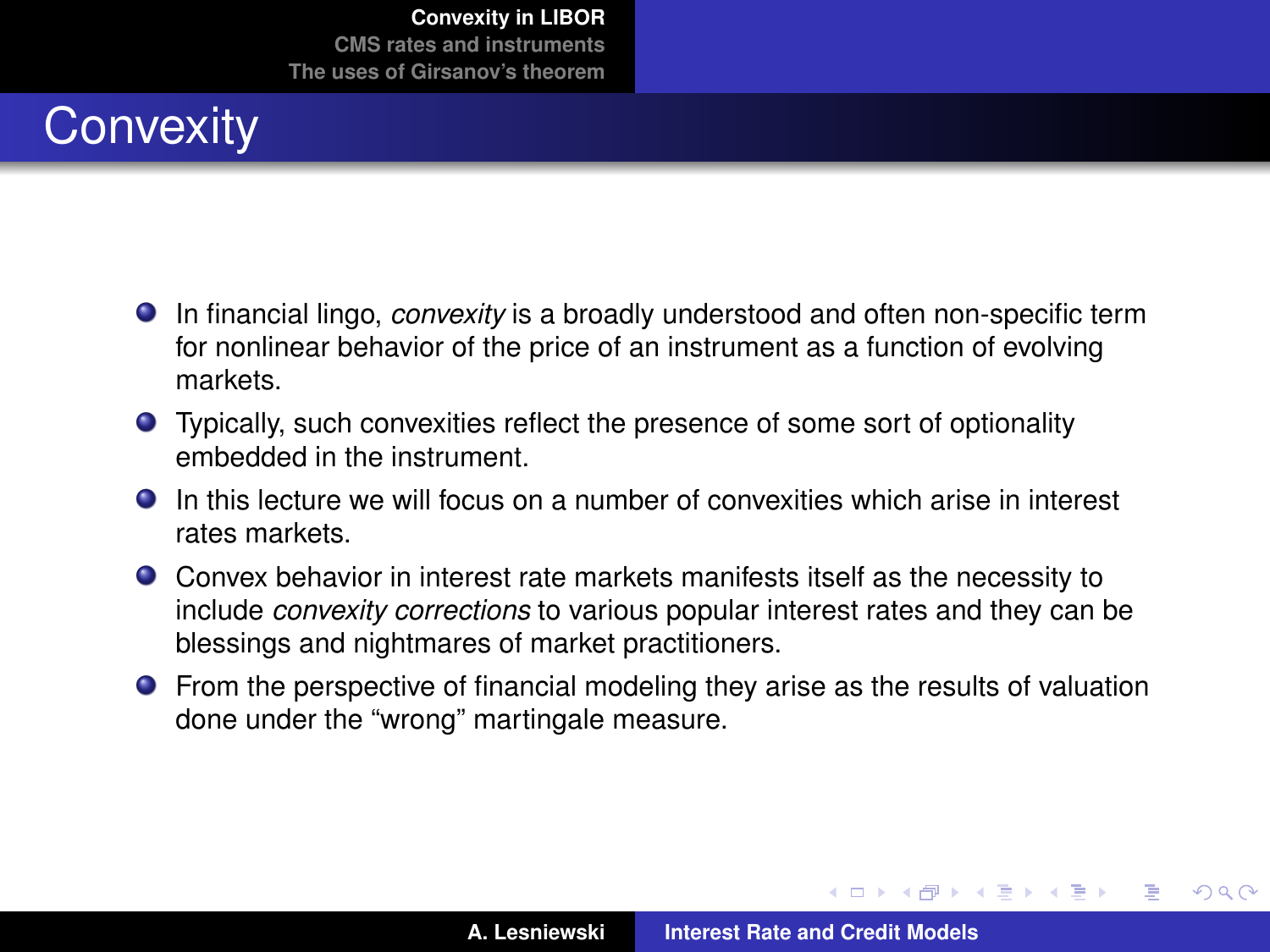# Convexity

- In financial lingo, *convexity* is a broadly understood and often non-specific term for nonlinear behavior of the price of an instrument as a function of evolving markets.
- Typically, such convexities reflect the presence of some sort of optionality embedded in the instrument.
- In this lecture we will focus on a number of convexities which arise in interest rates markets.
- Convex behavior in interest rate markets manifests itself as the necessity to include *convexity corrections* to various popular interest rates and they can be blessings and nightmares of market practitioners.
- From the perspective of financial modeling they arise as the results of valuation done under the “wrong” martingale measure.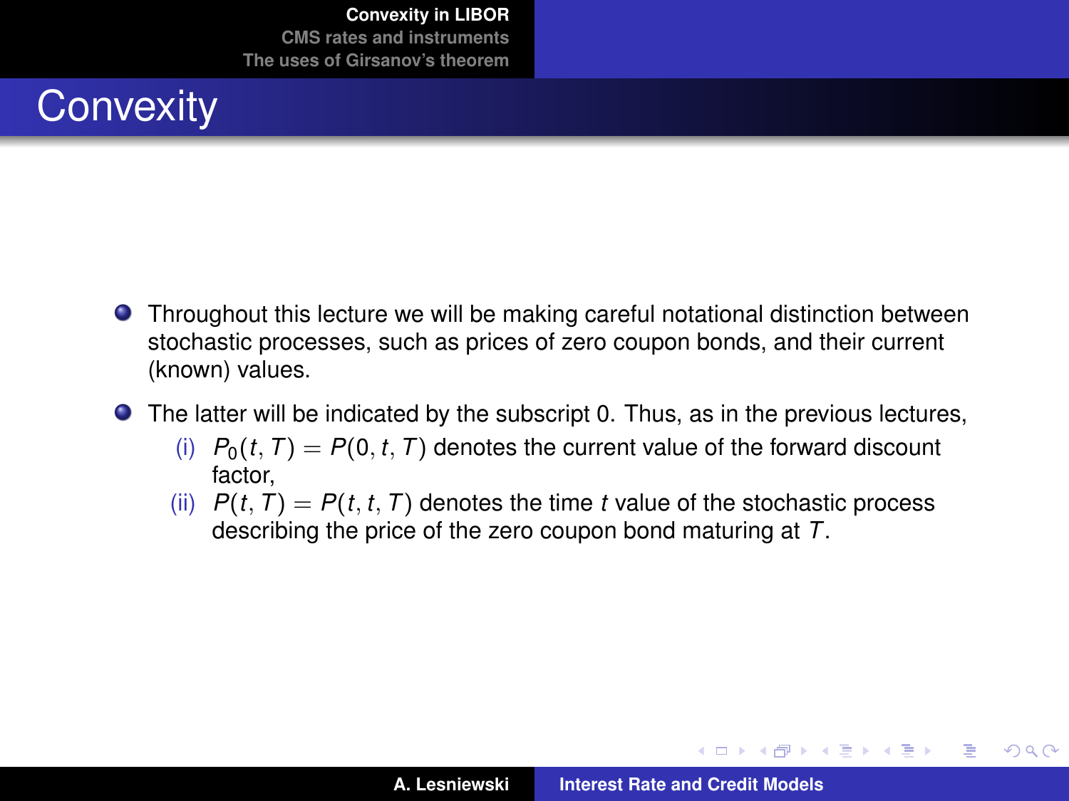# Convexity

- Throughout this lecture we will be making careful notational distinction between stochastic processes, such as prices of zero coupon bonds, and their current (known) values.
- The latter will be indicated by the subscript 0. Thus, as in the previous lectures,
  - (i) $P_0(t, T) = P(0, t, T)$ denotes the current value of the forward discount factor,
  - (ii) $P(t, T) = P(t, t, T)$ denotes the time $t$ value of the stochastic process describing the price of the zero coupon bond maturing at $T$.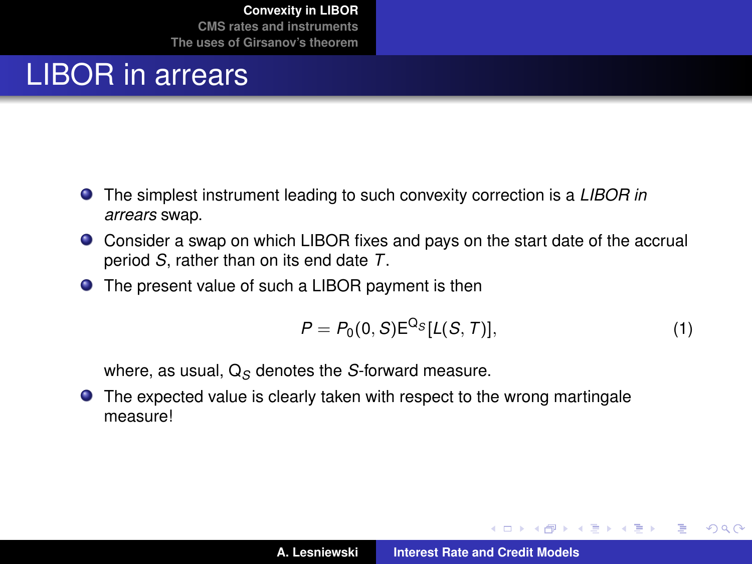# LIBOR in arrears

- The simplest instrument leading to such convexity correction is a *LIBOR in arrears* swap.
- Consider a swap on which LIBOR fixes and pays on the start date of the accrual period $S$, rather than on its end date $T$.
- The present value of such a LIBOR payment is then

$$P = P_0(0, S)\mathrm{E}^{\mathrm{Q}_S}[L(S, T)], \tag{1}$$

  where, as usual, $\mathrm{Q}_S$ denotes the $S$-forward measure.
- The expected value is clearly taken with respect to the wrong martingale measure!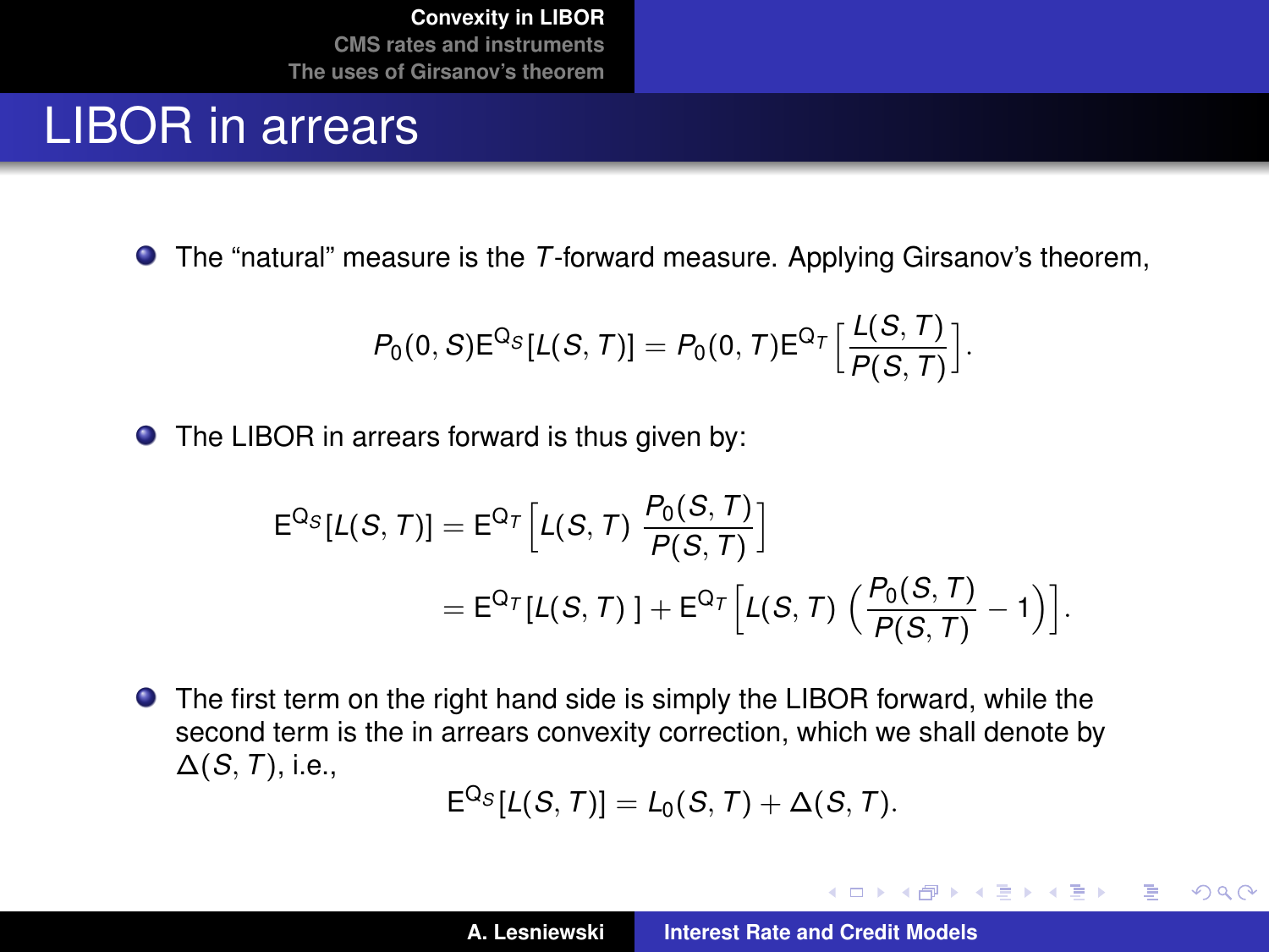# LIBOR in arrears

- The "natural" measure is the $T$-forward measure. Applying Girsanov's theorem,

$$P_0(0, S)\mathsf{E}^{\mathsf{Q}_S}[L(S, T)] = P_0(0, T)\mathsf{E}^{\mathsf{Q}_T}\left[\frac{L(S, T)}{P(S, T)}\right].$$

- The LIBOR in arrears forward is thus given by:

$$\begin{aligned}
\mathsf{E}^{\mathsf{Q}_S}[L(S, T)] &= \mathsf{E}^{\mathsf{Q}_T}\left[L(S, T)\,\frac{P_0(S, T)}{P(S, T)}\right] \\
&= \mathsf{E}^{\mathsf{Q}_T}[L(S, T)\,] + \mathsf{E}^{\mathsf{Q}_T}\left[L(S, T)\,\left(\frac{P_0(S, T)}{P(S, T)} - 1\right)\right].
\end{aligned}$$

- The first term on the right hand side is simply the LIBOR forward, while the second term is the in arrears convexity correction, which we shall denote by $\Delta(S, T)$, i.e.,

$$\mathsf{E}^{\mathsf{Q}_S}[L(S, T)] = L_0(S, T) + \Delta(S, T).$$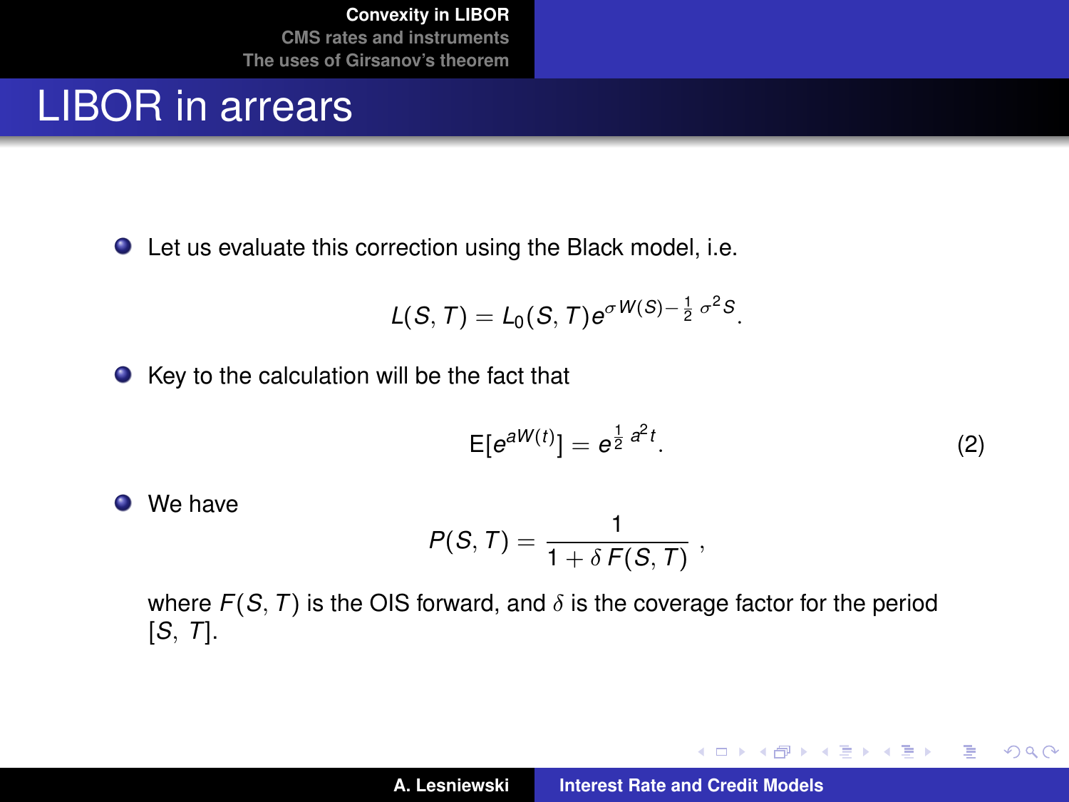## LIBOR in arrears

- Let us evaluate this correction using the Black model, i.e.

$$L(S, T) = L_0(S, T)e^{\sigma W(S) - \frac{1}{2}\sigma^2 S}.$$

- Key to the calculation will be the fact that

$$\mathrm{E}[e^{aW(t)}] = e^{\frac{1}{2}a^2 t}. \tag{2}$$

- We have

$$P(S, T) = \frac{1}{1 + \delta F(S, T)},$$

where $F(S, T)$ is the OIS forward, and $\delta$ is the coverage factor for the period $[S, T]$.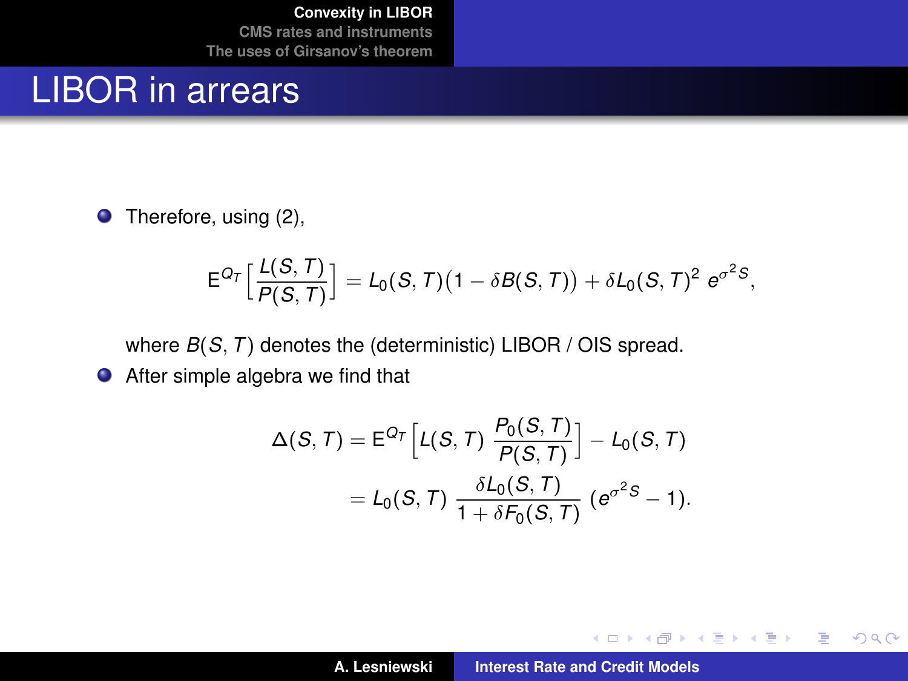# LIBOR in arrears

- Therefore, using (2),

$$\mathsf{E}^{Q_T}\Big[\frac{L(S,T)}{P(S,T)}\Big] = L_0(S,T)\big(1-\delta B(S,T)\big) + \delta L_0(S,T)^2\, e^{\sigma^2 S},$$

  where $B(S,T)$ denotes the (deterministic) LIBOR / OIS spread.

- After simple algebra we find that

$$\begin{aligned}\Delta(S,T) &= \mathsf{E}^{Q_T}\Big[L(S,T)\,\frac{P_0(S,T)}{P(S,T)}\Big] - L_0(S,T)\\ &= L_0(S,T)\,\frac{\delta L_0(S,T)}{1+\delta F_0(S,T)}\,(e^{\sigma^2 S}-1).\end{aligned}$$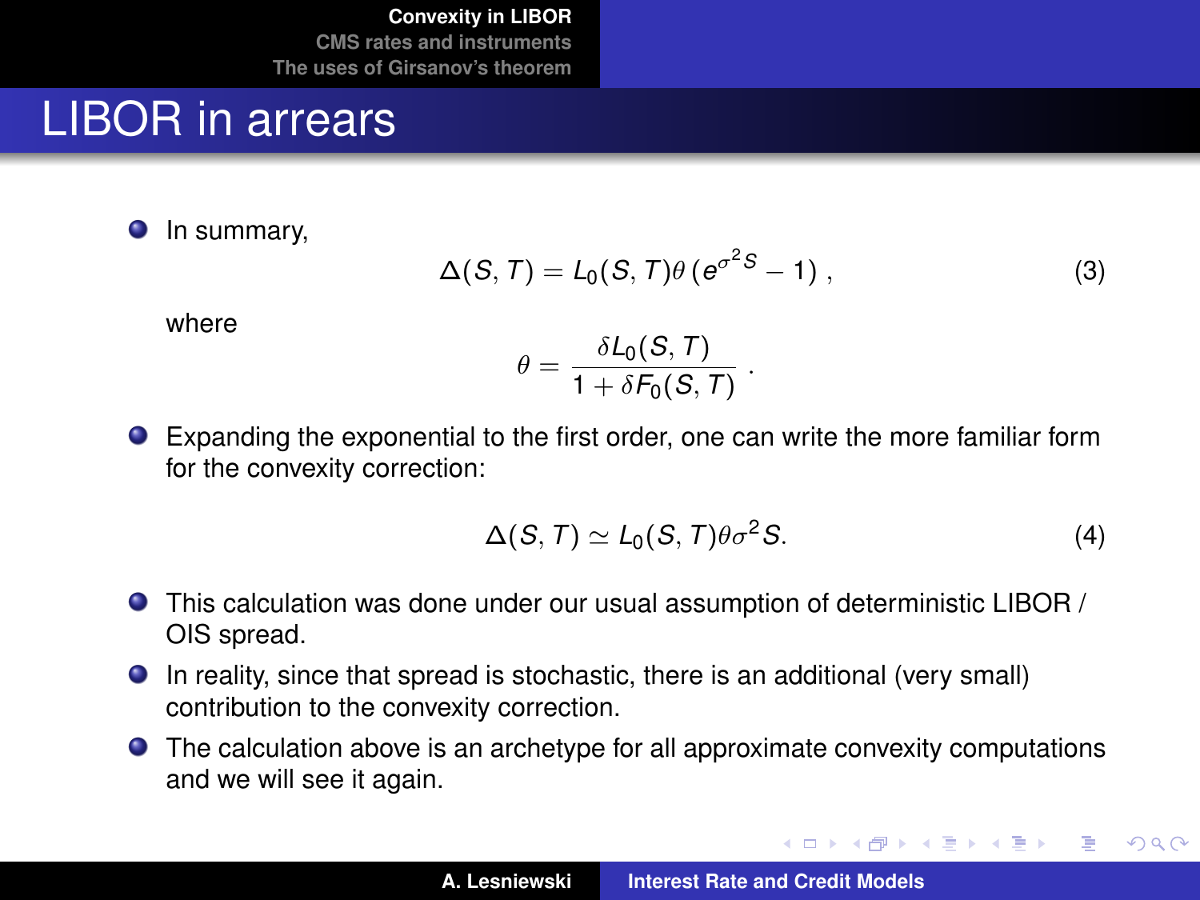# LIBOR in arrears

- In summary,

$$\Delta(S, T) = L_0(S, T)\theta\,(e^{\sigma^2 S} - 1)\,, \tag{3}$$

  where

$$\theta = \frac{\delta L_0(S, T)}{1 + \delta F_0(S, T)}\,.$$

- Expanding the exponential to the first order, one can write the more familiar form for the convexity correction:

$$\Delta(S, T) \simeq L_0(S, T)\theta\sigma^2 S. \tag{4}$$

- This calculation was done under our usual assumption of deterministic LIBOR / OIS spread.
- In reality, since that spread is stochastic, there is an additional (very small) contribution to the convexity correction.
- The calculation above is an archetype for all approximate convexity computations and we will see it again.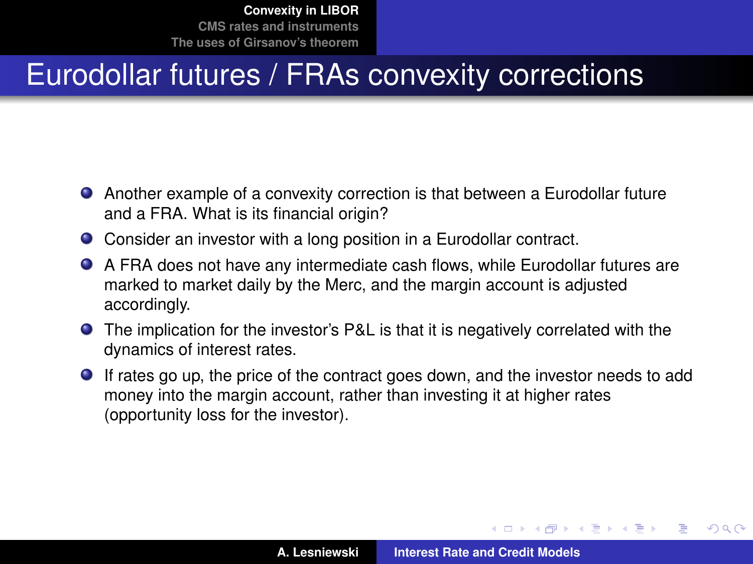# Eurodollar futures / FRAs convexity corrections

- Another example of a convexity correction is that between a Eurodollar future and a FRA. What is its financial origin?
- Consider an investor with a long position in a Eurodollar contract.
- A FRA does not have any intermediate cash flows, while Eurodollar futures are marked to market daily by the Merc, and the margin account is adjusted accordingly.
- The implication for the investor's P&L is that it is negatively correlated with the dynamics of interest rates.
- If rates go up, the price of the contract goes down, and the investor needs to add money into the margin account, rather than investing it at higher rates (opportunity loss for the investor).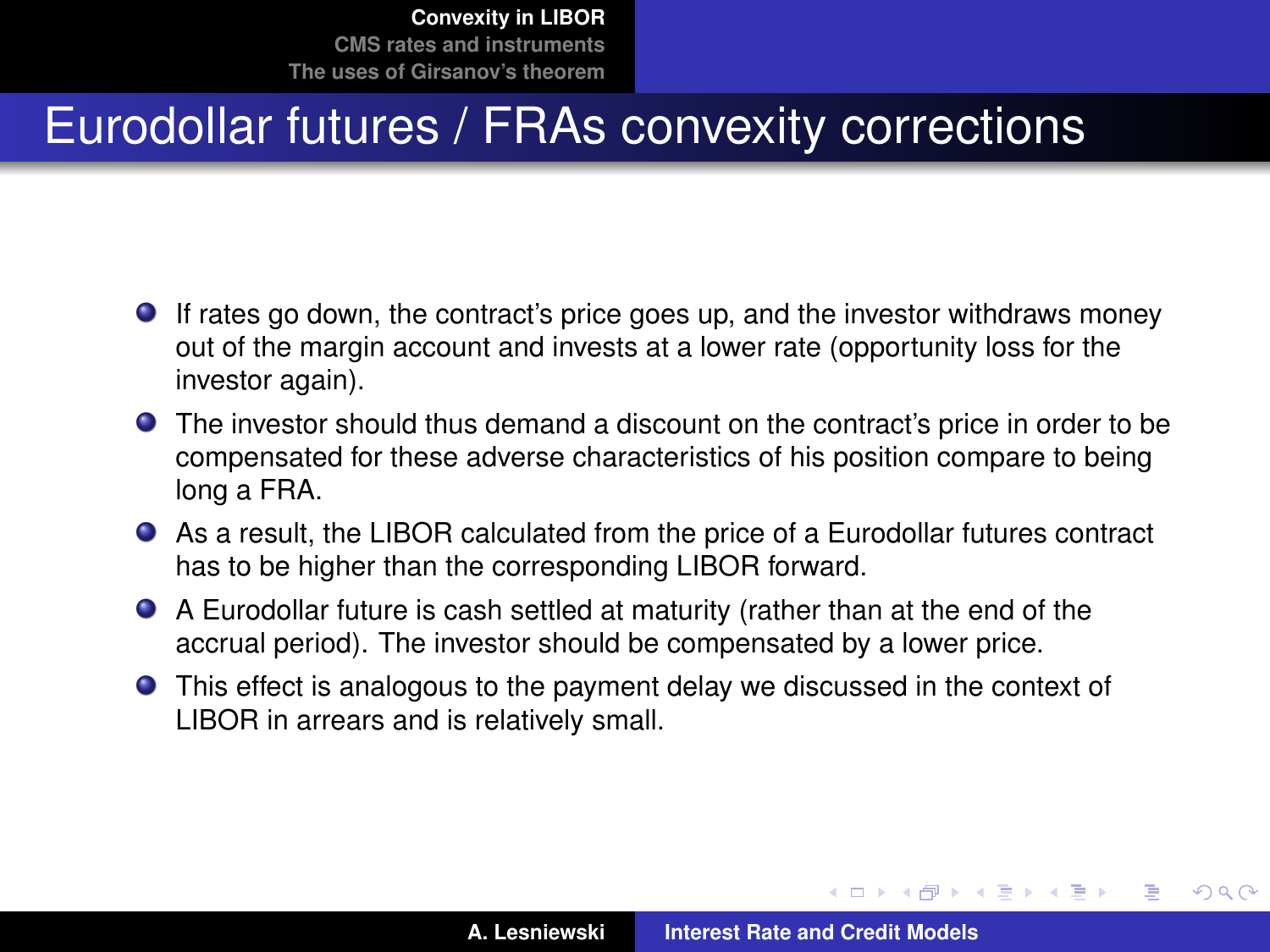# Eurodollar futures / FRAs convexity corrections

- If rates go down, the contract's price goes up, and the investor withdraws money out of the margin account and invests at a lower rate (opportunity loss for the investor again).
- The investor should thus demand a discount on the contract's price in order to be compensated for these adverse characteristics of his position compare to being long a FRA.
- As a result, the LIBOR calculated from the price of a Eurodollar futures contract has to be higher than the corresponding LIBOR forward.
- A Eurodollar future is cash settled at maturity (rather than at the end of the accrual period). The investor should be compensated by a lower price.
- This effect is analogous to the payment delay we discussed in the context of LIBOR in arrears and is relatively small.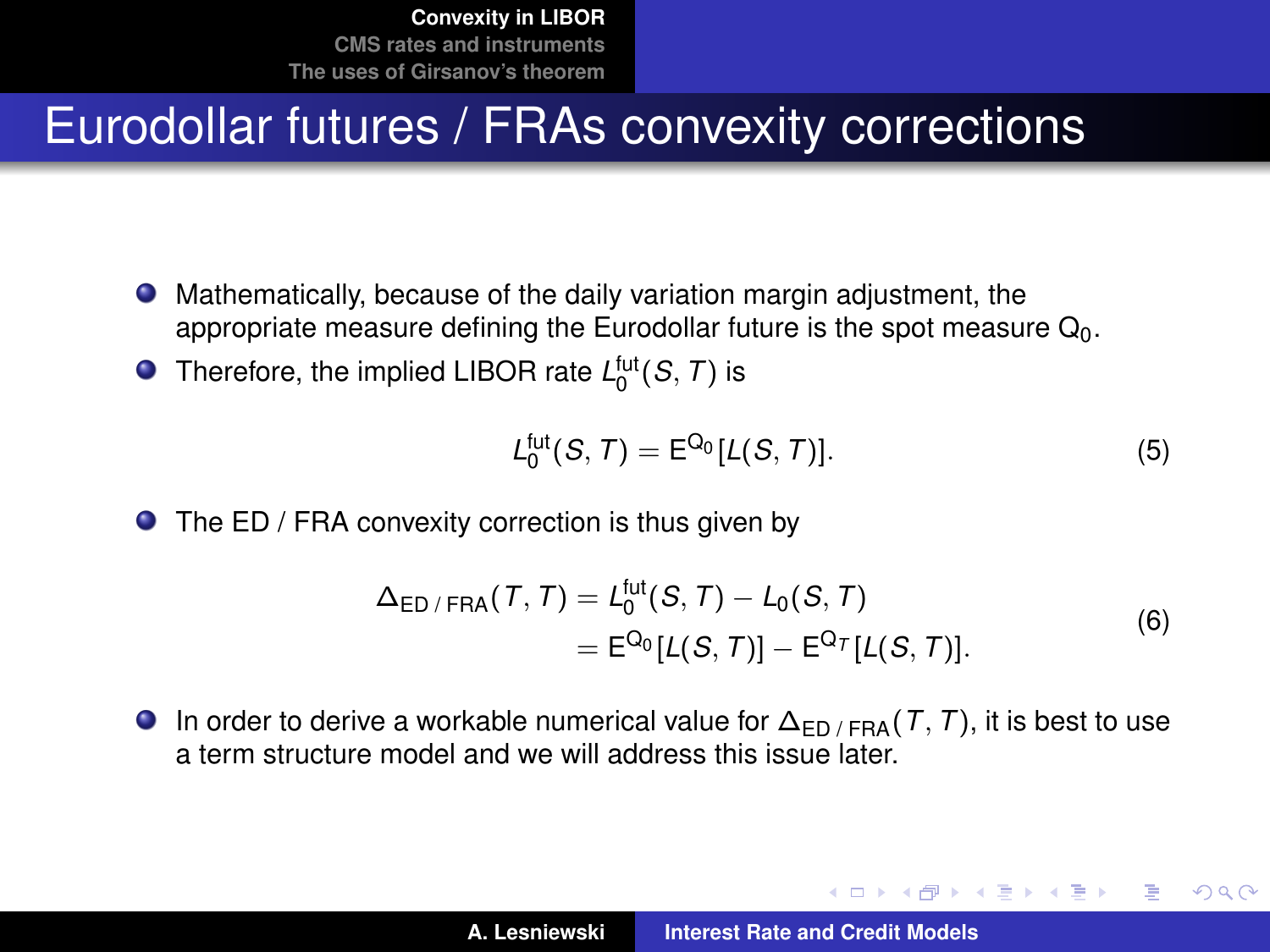# Eurodollar futures / FRAs convexity corrections

- Mathematically, because of the daily variation margin adjustment, the appropriate measure defining the Eurodollar future is the spot measure $\mathsf{Q}_0$.
- Therefore, the implied LIBOR rate $L_0^{\text{fut}}(S, T)$ is

$$L_0^{\text{fut}}(S, T) = \mathsf{E}^{\mathsf{Q}_0}[L(S, T)]. \tag{5}$$

- The ED / FRA convexity correction is thus given by

$$\begin{aligned} \Delta_{\text{ED / FRA}}(T, T) &= L_0^{\text{fut}}(S, T) - L_0(S, T) \\ &= \mathsf{E}^{\mathsf{Q}_0}[L(S, T)] - \mathsf{E}^{\mathsf{Q}_T}[L(S, T)]. \end{aligned} \tag{6}$$

- In order to derive a workable numerical value for $\Delta_{\text{ED / FRA}}(T, T)$, it is best to use a term structure model and we will address this issue later.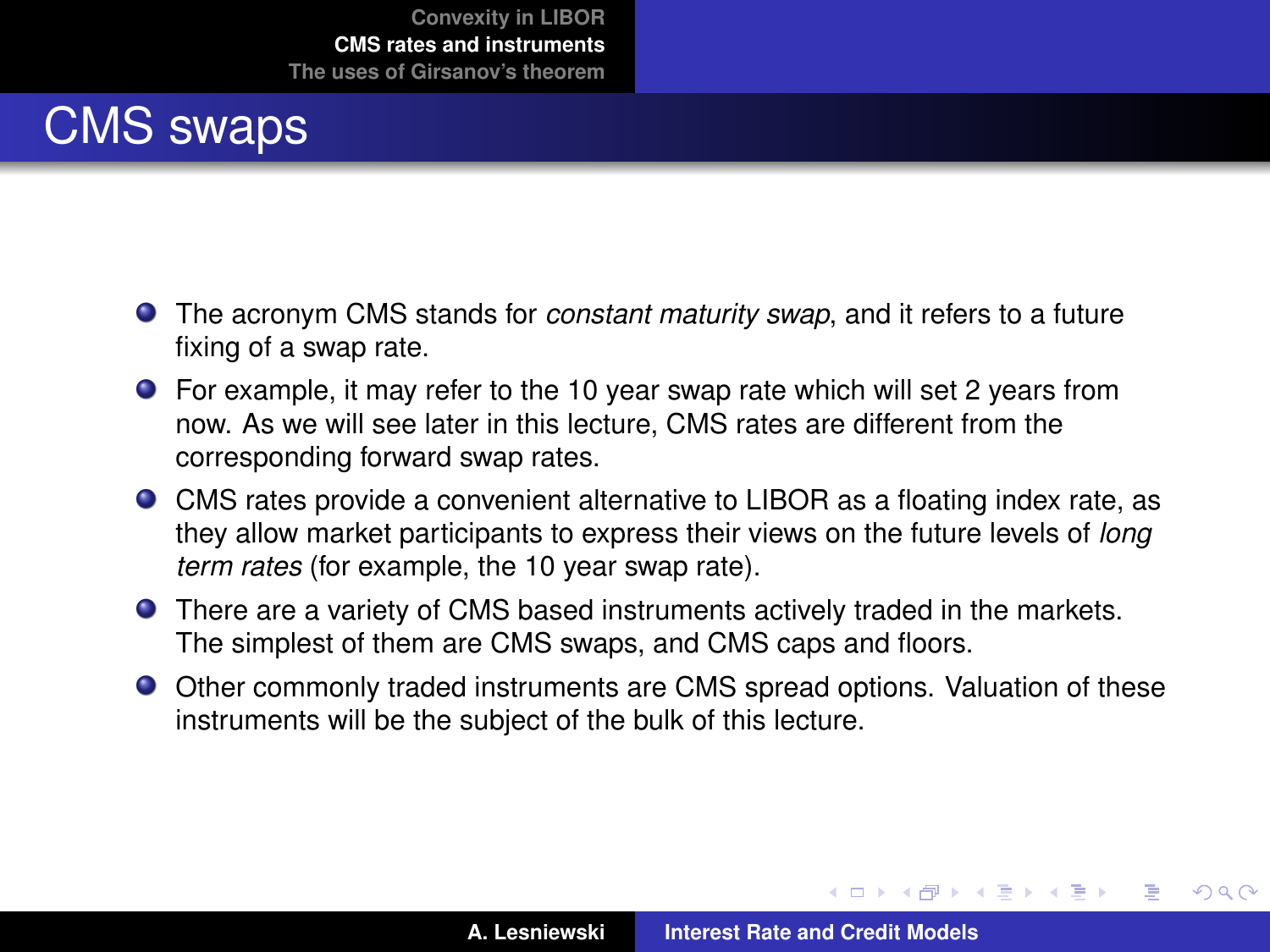# CMS swaps

- The acronym CMS stands for *constant maturity swap*, and it refers to a future fixing of a swap rate.
- For example, it may refer to the 10 year swap rate which will set 2 years from now. As we will see later in this lecture, CMS rates are different from the corresponding forward swap rates.
- CMS rates provide a convenient alternative to LIBOR as a floating index rate, as they allow market participants to express their views on the future levels of *long term rates* (for example, the 10 year swap rate).
- There are a variety of CMS based instruments actively traded in the markets. The simplest of them are CMS swaps, and CMS caps and floors.
- Other commonly traded instruments are CMS spread options. Valuation of these instruments will be the subject of the bulk of this lecture.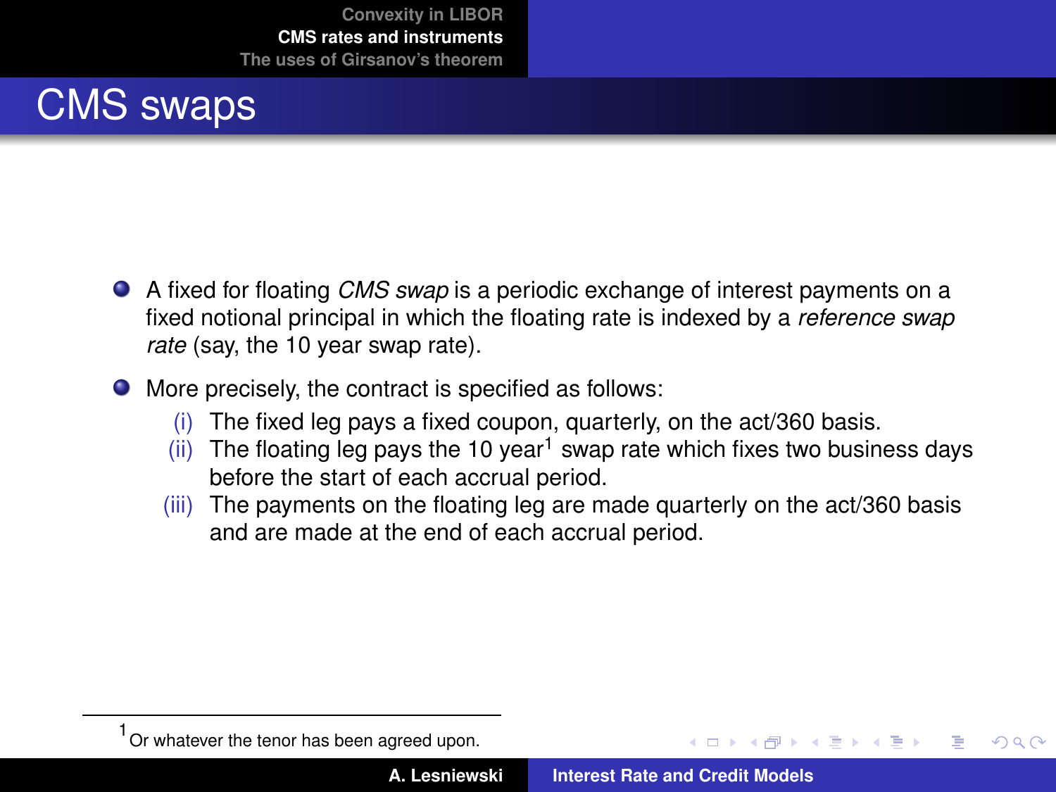# CMS swaps

- A fixed for floating *CMS swap* is a periodic exchange of interest payments on a fixed notional principal in which the floating rate is indexed by a *reference swap rate* (say, the 10 year swap rate).
- More precisely, the contract is specified as follows:
  - (i) The fixed leg pays a fixed coupon, quarterly, on the act/360 basis.
  - (ii) The floating leg pays the 10 year[1] swap rate which fixes two business days before the start of each accrual period.
  - (iii) The payments on the floating leg are made quarterly on the act/360 basis and are made at the end of each accrual period.

[1] Or whatever the tenor has been agreed upon.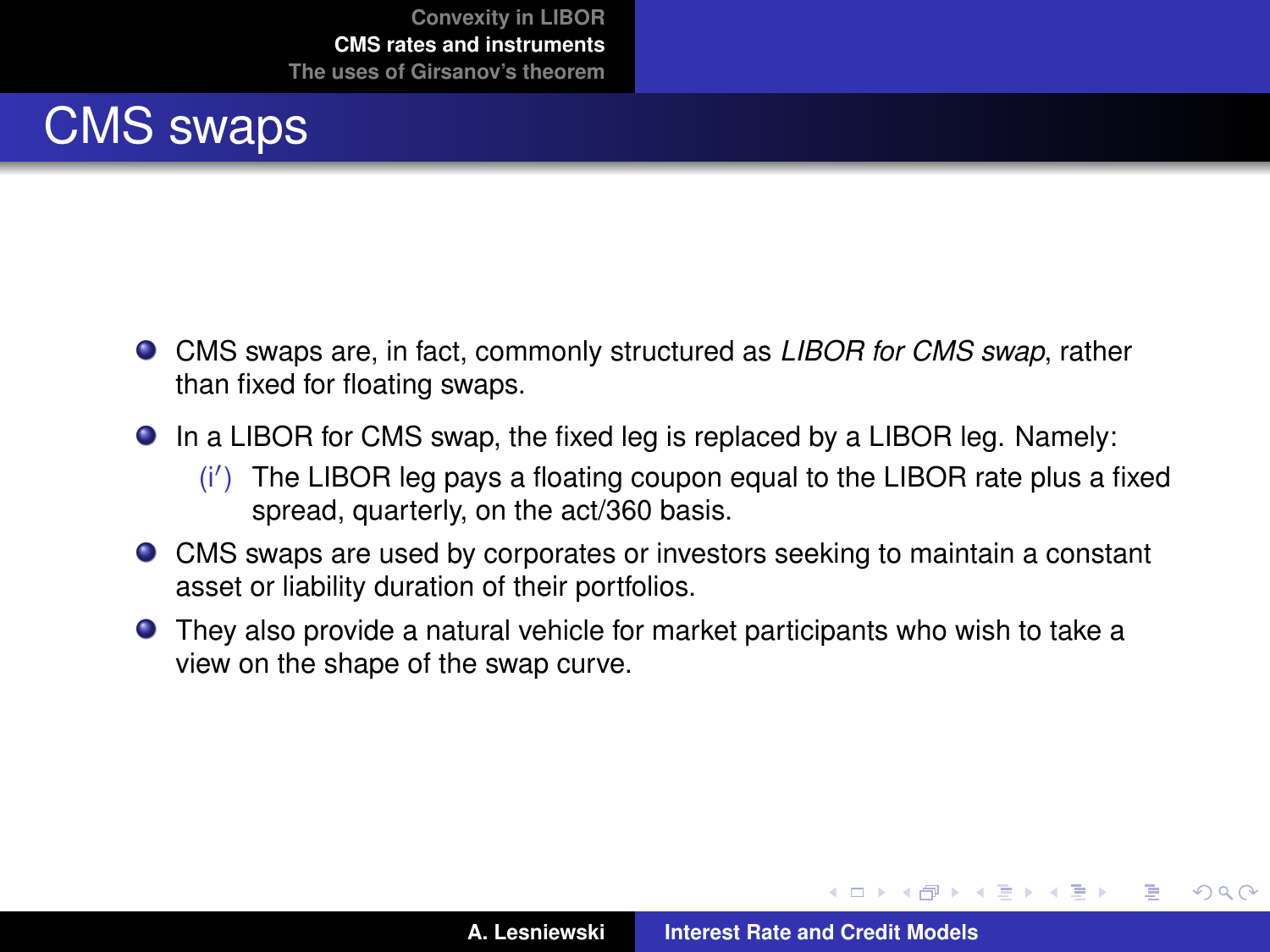# CMS swaps

- CMS swaps are, in fact, commonly structured as *LIBOR for CMS swap*, rather than fixed for floating swaps.
- In a LIBOR for CMS swap, the fixed leg is replaced by a LIBOR leg. Namely:
  - (i′) The LIBOR leg pays a floating coupon equal to the LIBOR rate plus a fixed spread, quarterly, on the act/360 basis.
- CMS swaps are used by corporates or investors seeking to maintain a constant asset or liability duration of their portfolios.
- They also provide a natural vehicle for market participants who wish to take a view on the shape of the swap curve.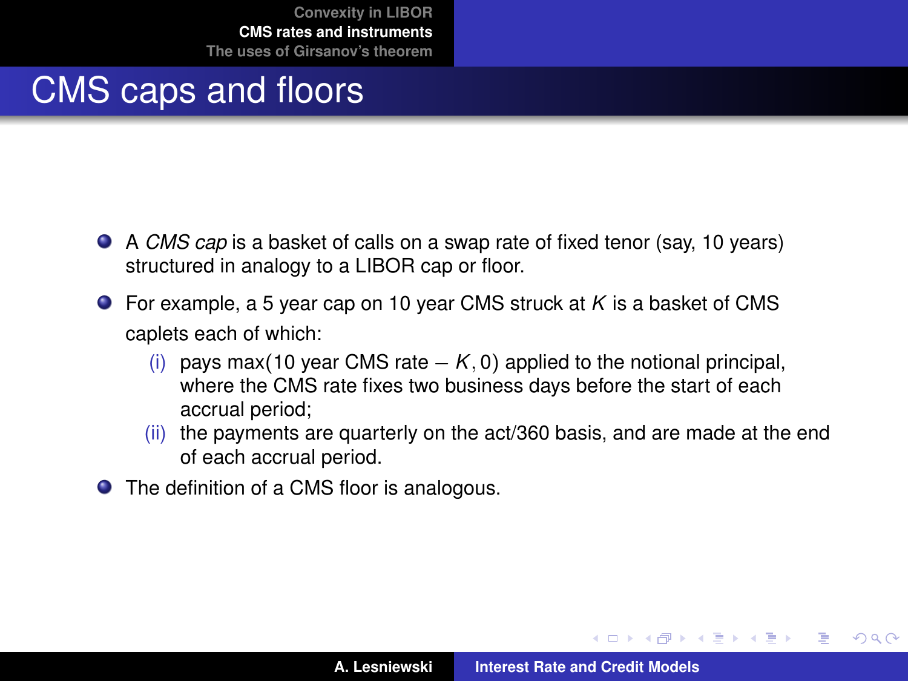# CMS caps and floors

- A *CMS cap* is a basket of calls on a swap rate of fixed tenor (say, 10 years) structured in analogy to a LIBOR cap or floor.
- For example, a 5 year cap on 10 year CMS struck at $K$ is a basket of CMS caplets each of which:
  - (i) pays max(10 year CMS rate $- K, 0$) applied to the notional principal, where the CMS rate fixes two business days before the start of each accrual period;
  - (ii) the payments are quarterly on the act/360 basis, and are made at the end of each accrual period.
- The definition of a CMS floor is analogous.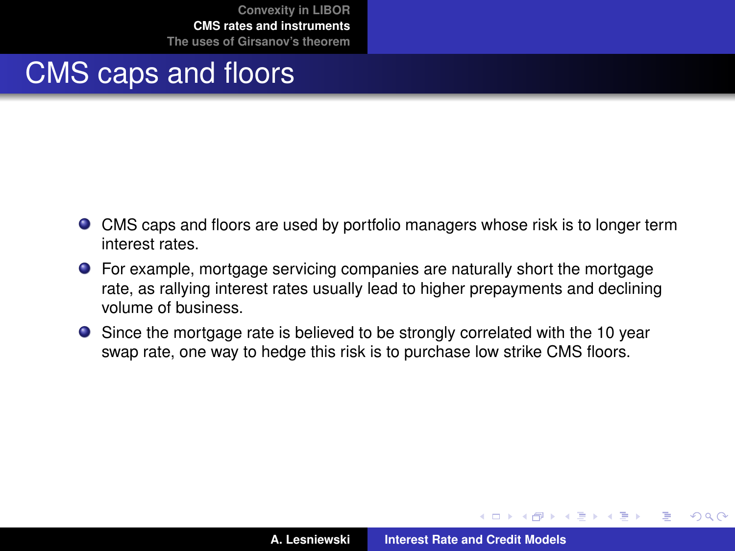# CMS caps and floors

- CMS caps and floors are used by portfolio managers whose risk is to longer term interest rates.
- For example, mortgage servicing companies are naturally short the mortgage rate, as rallying interest rates usually lead to higher prepayments and declining volume of business.
- Since the mortgage rate is believed to be strongly correlated with the 10 year swap rate, one way to hedge this risk is to purchase low strike CMS floors.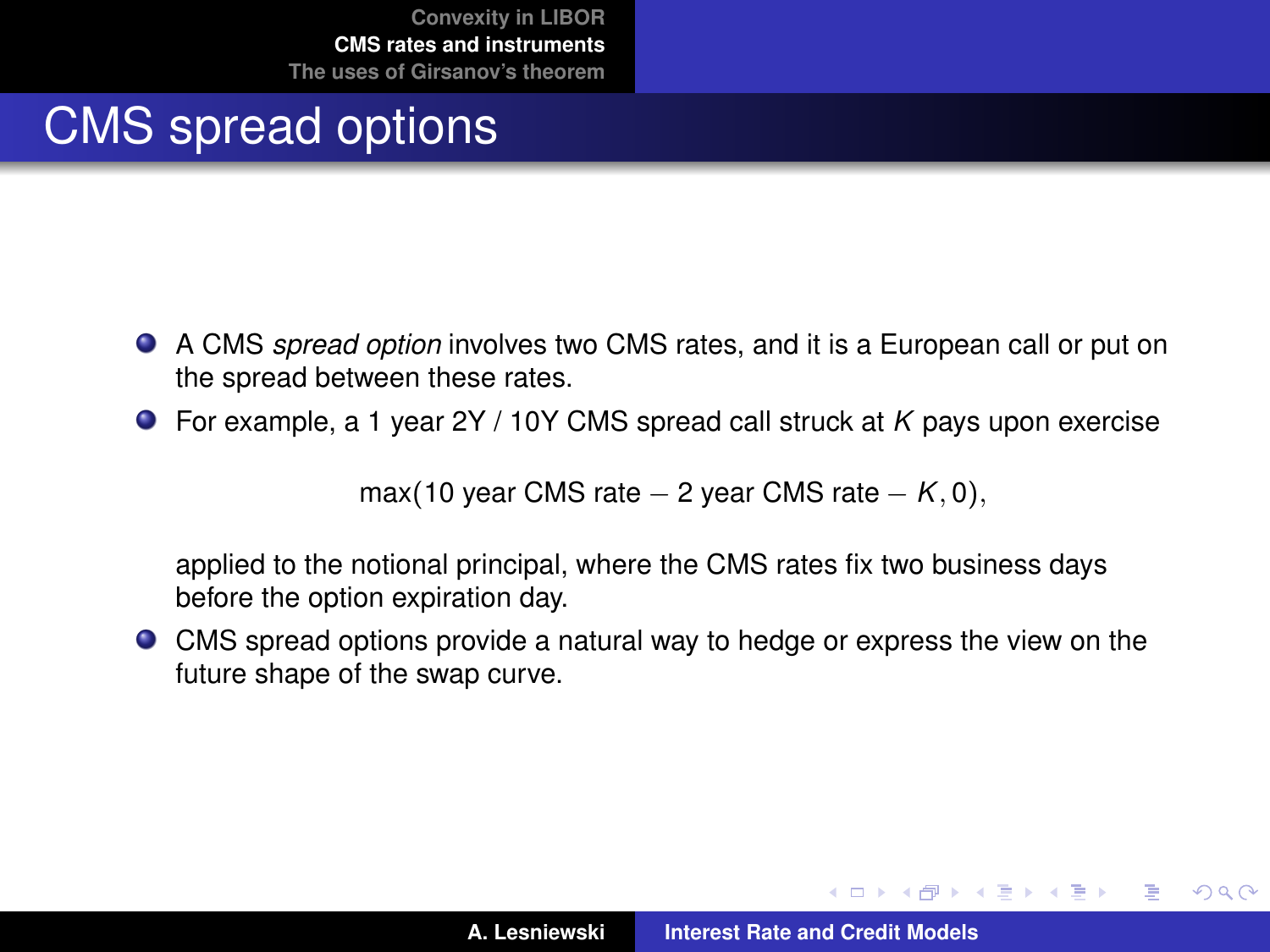# CMS spread options

- A CMS *spread option* involves two CMS rates, and it is a European call or put on the spread between these rates.
- For example, a 1 year 2Y / 10Y CMS spread call struck at $K$ pays upon exercise

$$\max(10 \text{ year CMS rate} - 2 \text{ year CMS rate} - K, 0),$$

  applied to the notional principal, where the CMS rates fix two business days before the option expiration day.
- CMS spread options provide a natural way to hedge or express the view on the future shape of the swap curve.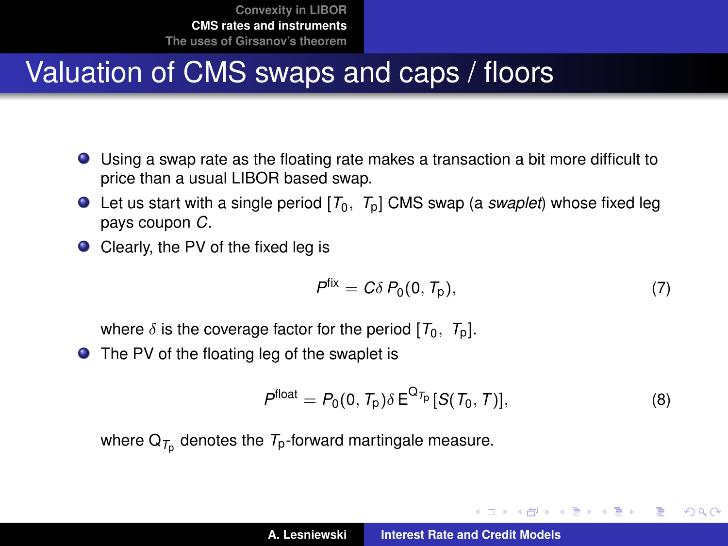# Valuation of CMS swaps and caps / floors

- Using a swap rate as the floating rate makes a transaction a bit more difficult to price than a usual LIBOR based swap.
- Let us start with a single period $[T_0,\ T_{\mathrm{p}}]$ CMS swap (a *swaplet*) whose fixed leg pays coupon $C$.
- Clearly, the PV of the fixed leg is

$$P^{\mathrm{fix}} = C\delta\, P_0(0, T_{\mathrm{p}}), \tag{7}$$

where $\delta$ is the coverage factor for the period $[T_0,\ T_{\mathrm{p}}]$.

- The PV of the floating leg of the swaplet is

$$P^{\mathrm{float}} = P_0(0, T_{\mathrm{p}})\delta\, \mathrm{E}^{\mathrm{Q}_{T_{\mathrm{p}}}}[S(T_0, T)], \tag{8}$$

where $\mathrm{Q}_{T_{\mathrm{p}}}$ denotes the $T_{\mathrm{p}}$-forward martingale measure.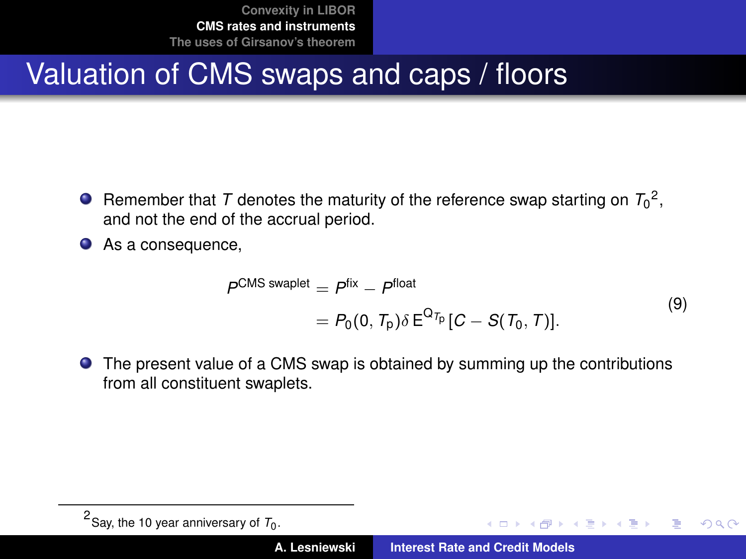# Valuation of CMS swaps and caps / floors

- Remember that $T$ denotes the maturity of the reference swap starting on $T_0$[2], and not the end of the accrual period.
- As a consequence,

$$
\begin{aligned}
P^{\text{CMS swaplet}} &= P^{\text{fix}} - P^{\text{float}} \\
&= P_0(0, T_{\text{p}})\delta\, \mathrm{E}^{\mathrm{Q}_{T_{\text{p}}}}[C - S(T_0, T)].
\end{aligned}
\tag{9}
$$

- The present value of a CMS swap is obtained by summing up the contributions from all constituent swaplets.

---

[2] Say, the 10 year anniversary of $T_0$.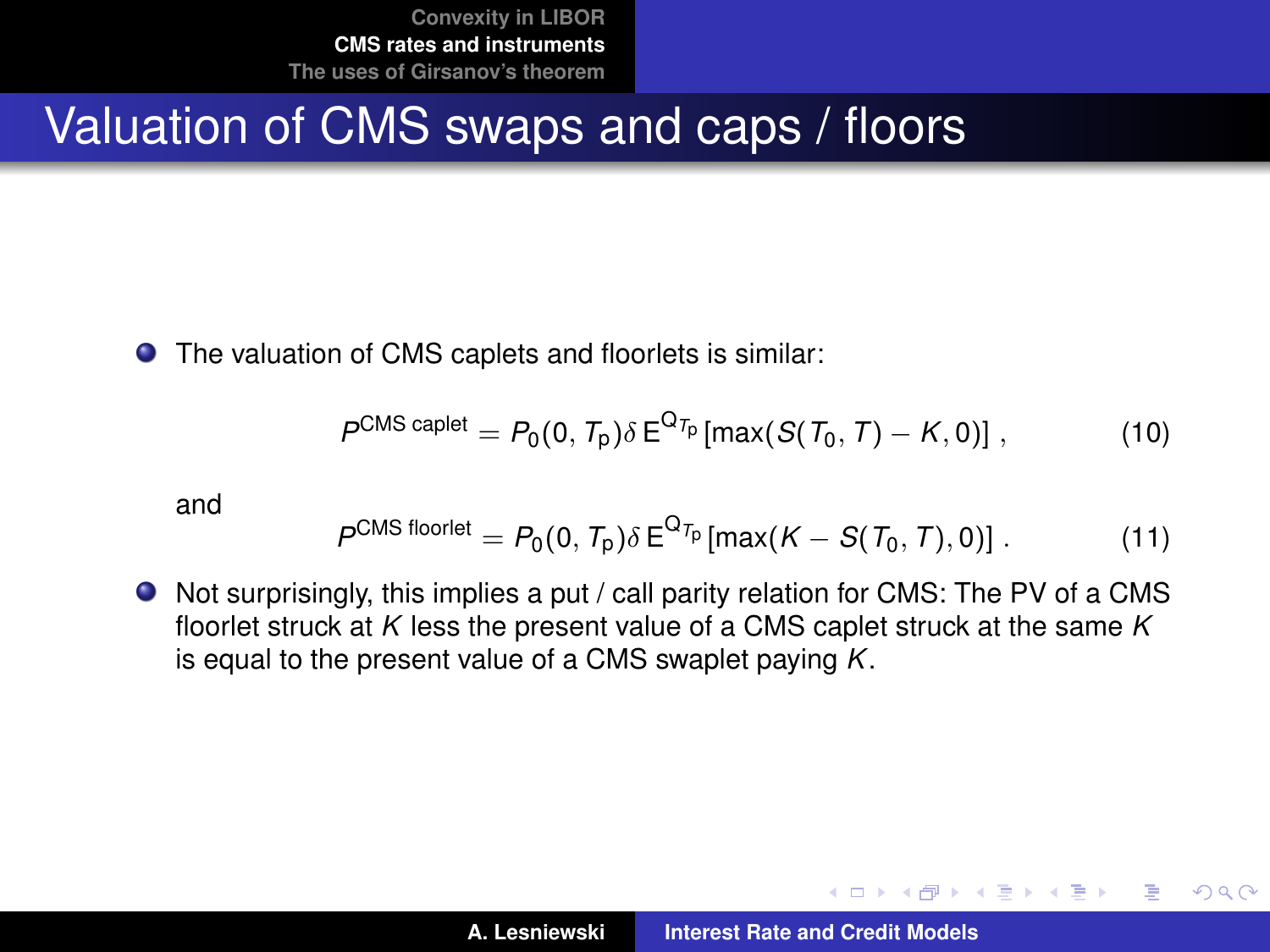# Valuation of CMS swaps and caps / floors

- The valuation of CMS caplets and floorlets is similar:

$$P^{\text{CMS caplet}} = P_0(0, T_{\text{p}})\delta\, \mathrm{E}^{\mathrm{Q}_{T_{\text{p}}}}[\max(S(T_0, T) - K, 0)] \ , \tag{10}$$

and

$$P^{\text{CMS floorlet}} = P_0(0, T_{\text{p}})\delta\, \mathrm{E}^{\mathrm{Q}_{T_{\text{p}}}}[\max(K - S(T_0, T), 0)] \ . \tag{11}$$

- Not surprisingly, this implies a put / call parity relation for CMS: The PV of a CMS floorlet struck at $K$ less the present value of a CMS caplet struck at the same $K$ is equal to the present value of a CMS swaplet paying $K$.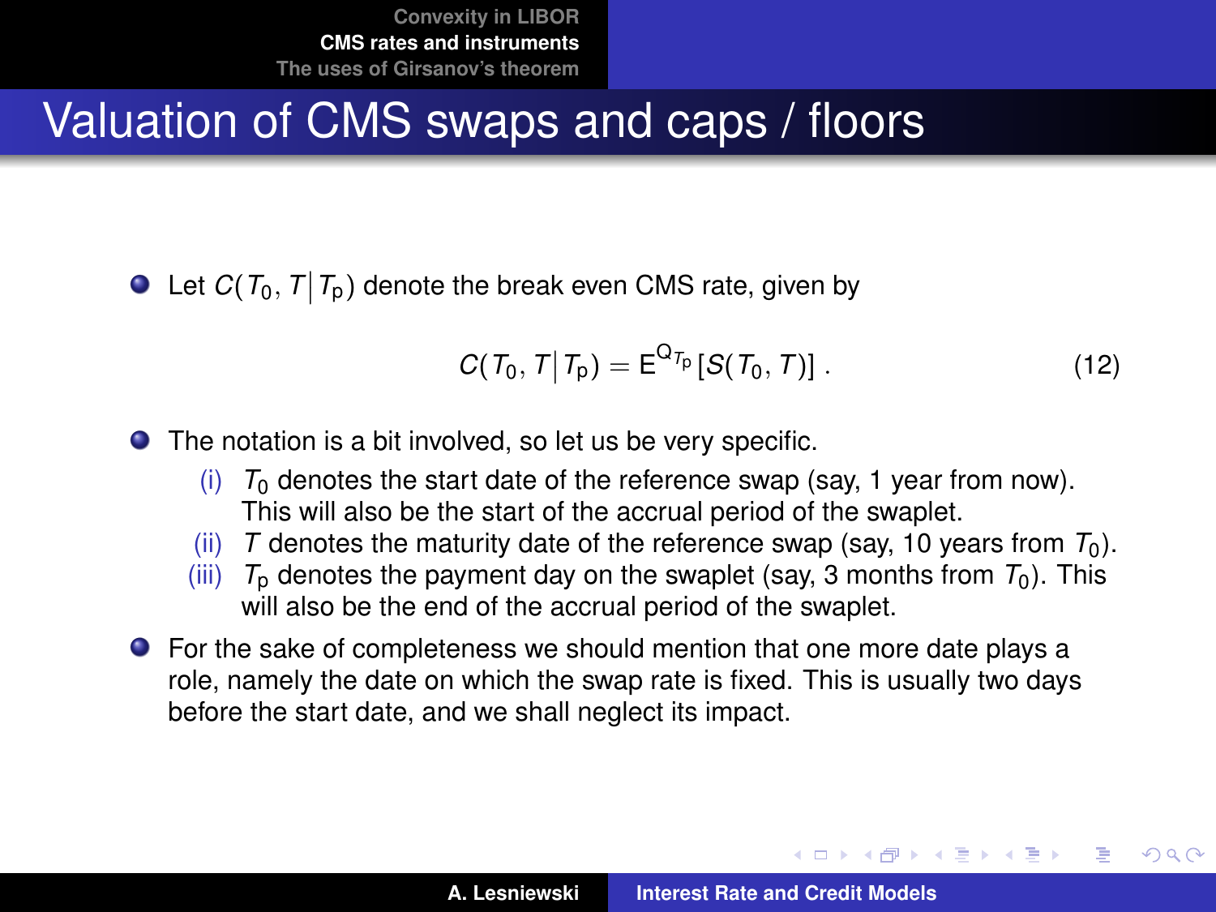# Valuation of CMS swaps and caps / floors

- Let $C(T_0, T \,|\, T_{\mathrm{p}})$ denote the break even CMS rate, given by

$$C(T_0, T \,|\, T_{\mathrm{p}}) = \mathsf{E}^{\mathsf{Q}_{T_{\mathrm{p}}}}[S(T_0, T)] \; . \tag{12}$$

- The notation is a bit involved, so let us be very specific.
  - (i) $T_0$ denotes the start date of the reference swap (say, 1 year from now). This will also be the start of the accrual period of the swaplet.
  - (ii) $T$ denotes the maturity date of the reference swap (say, 10 years from $T_0$).
  - (iii) $T_{\mathrm{p}}$ denotes the payment day on the swaplet (say, 3 months from $T_0$). This will also be the end of the accrual period of the swaplet.
- For the sake of completeness we should mention that one more date plays a role, namely the date on which the swap rate is fixed. This is usually two days before the start date, and we shall neglect its impact.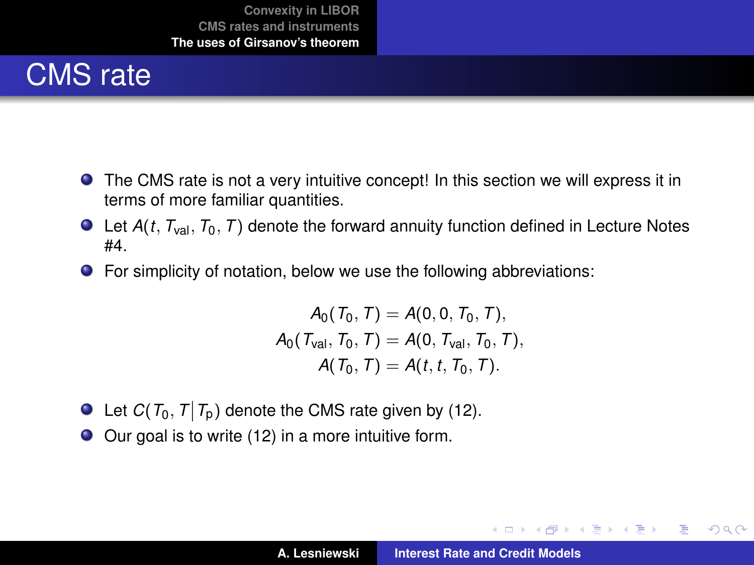# CMS rate

- The CMS rate is not a very intuitive concept! In this section we will express it in terms of more familiar quantities.
- Let $A(t, T_{\mathrm{val}}, T_0, T)$ denote the forward annuity function defined in Lecture Notes #4.
- For simplicity of notation, below we use the following abbreviations:

$$
\begin{aligned}
A_0(T_0, T) &= A(0, 0, T_0, T), \\
A_0(T_{\mathrm{val}}, T_0, T) &= A(0, T_{\mathrm{val}}, T_0, T), \\
A(T_0, T) &= A(t, t, T_0, T).
\end{aligned}
$$

- Let $C(T_0, T \,|\, T_{\mathrm{p}})$ denote the CMS rate given by (12).
- Our goal is to write (12) in a more intuitive form.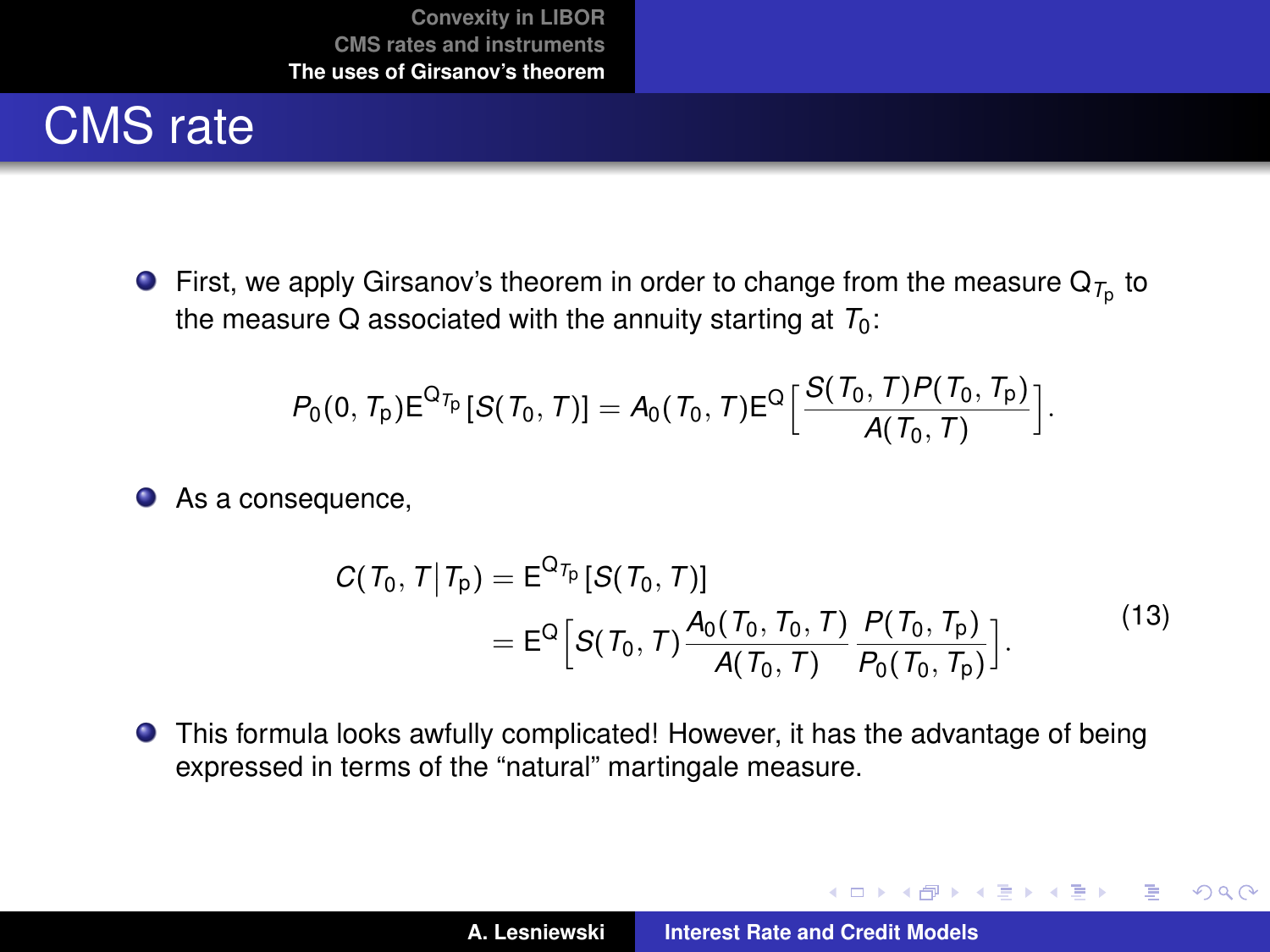# CMS rate

- First, we apply Girsanov's theorem in order to change from the measure $\mathrm{Q}_{T_\mathrm{p}}$ to the measure Q associated with the annuity starting at $T_0$:

$$P_0(0, T_\mathrm{p})\mathrm{E}^{\mathrm{Q}_{T_\mathrm{p}}}[S(T_0, T)] = A_0(T_0, T)\mathrm{E}^{\mathrm{Q}}\Big[\frac{S(T_0, T)P(T_0, T_\mathrm{p})}{A(T_0, T)}\Big].$$

- As a consequence,

$$\begin{aligned} C(T_0, T \big| T_\mathrm{p}) &= \mathrm{E}^{\mathrm{Q}_{T_\mathrm{p}}}[S(T_0, T)] \\ &= \mathrm{E}^{\mathrm{Q}}\Big[S(T_0, T)\frac{A_0(T_0, T_0, T)}{A(T_0, T)}\,\frac{P(T_0, T_\mathrm{p})}{P_0(T_0, T_\mathrm{p})}\Big]. \end{aligned} \tag{13}$$

- This formula looks awfully complicated! However, it has the advantage of being expressed in terms of the "natural" martingale measure.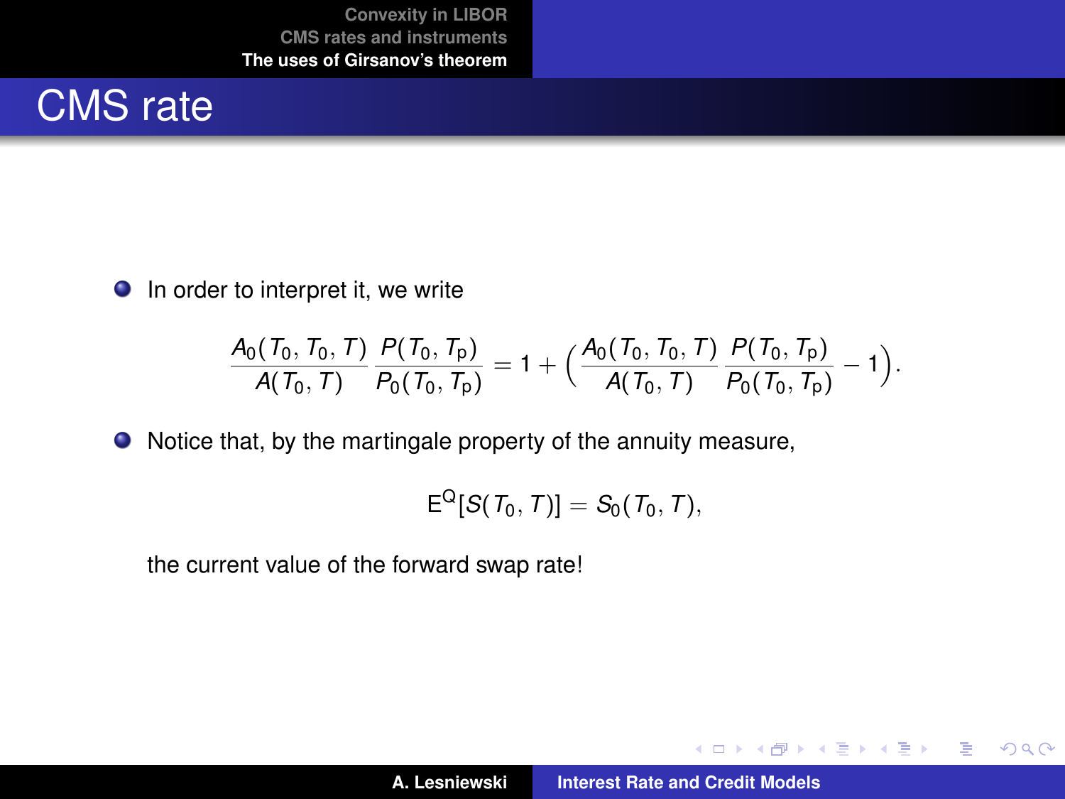# CMS rate

- In order to interpret it, we write

$$\frac{A_0(T_0, T_0, T)}{A(T_0, T)} \frac{P(T_0, T_{\mathrm{p}})}{P_0(T_0, T_{\mathrm{p}})} = 1 + \Big( \frac{A_0(T_0, T_0, T)}{A(T_0, T)} \frac{P(T_0, T_{\mathrm{p}})}{P_0(T_0, T_{\mathrm{p}})} - 1 \Big).$$

- Notice that, by the martingale property of the annuity measure,

$$\mathrm{E}^{\mathrm{Q}}[S(T_0, T)] = S_0(T_0, T),$$

the current value of the forward swap rate!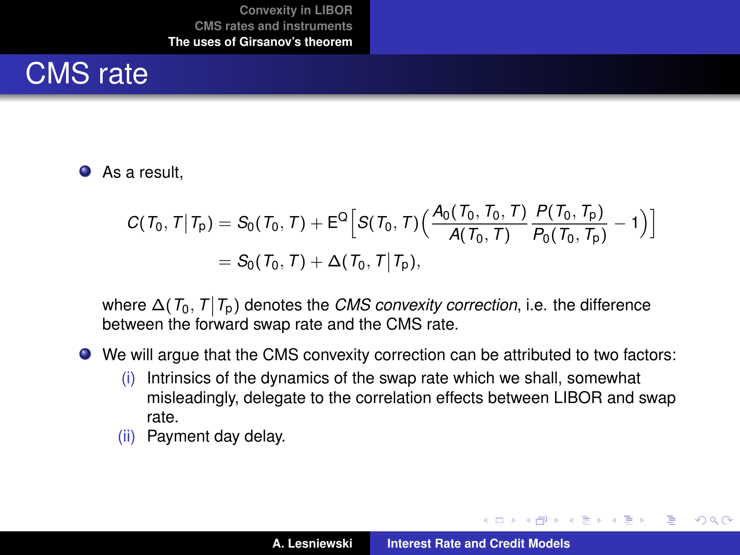# CMS rate

- As a result,

$$
\begin{aligned}
C(T_0, T \,|\, T_p) &= S_0(T_0, T) + \mathrm{E}^{\mathrm{Q}}\Big[S(T_0, T)\Big(\frac{A_0(T_0, T_0, T)}{A(T_0, T)}\,\frac{P(T_0, T_p)}{P_0(T_0, T_p)} - 1\Big)\Big] \\
&= S_0(T_0, T) + \Delta(T_0, T \,|\, T_p),
\end{aligned}
$$

  where $\Delta(T_0, T \,|\, T_p)$ denotes the *CMS convexity correction*, i.e. the difference between the forward swap rate and the CMS rate.

- We will argue that the CMS convexity correction can be attributed to two factors:
  - (i) Intrinsics of the dynamics of the swap rate which we shall, somewhat misleadingly, delegate to the correlation effects between LIBOR and swap rate.
  - (ii) Payment day delay.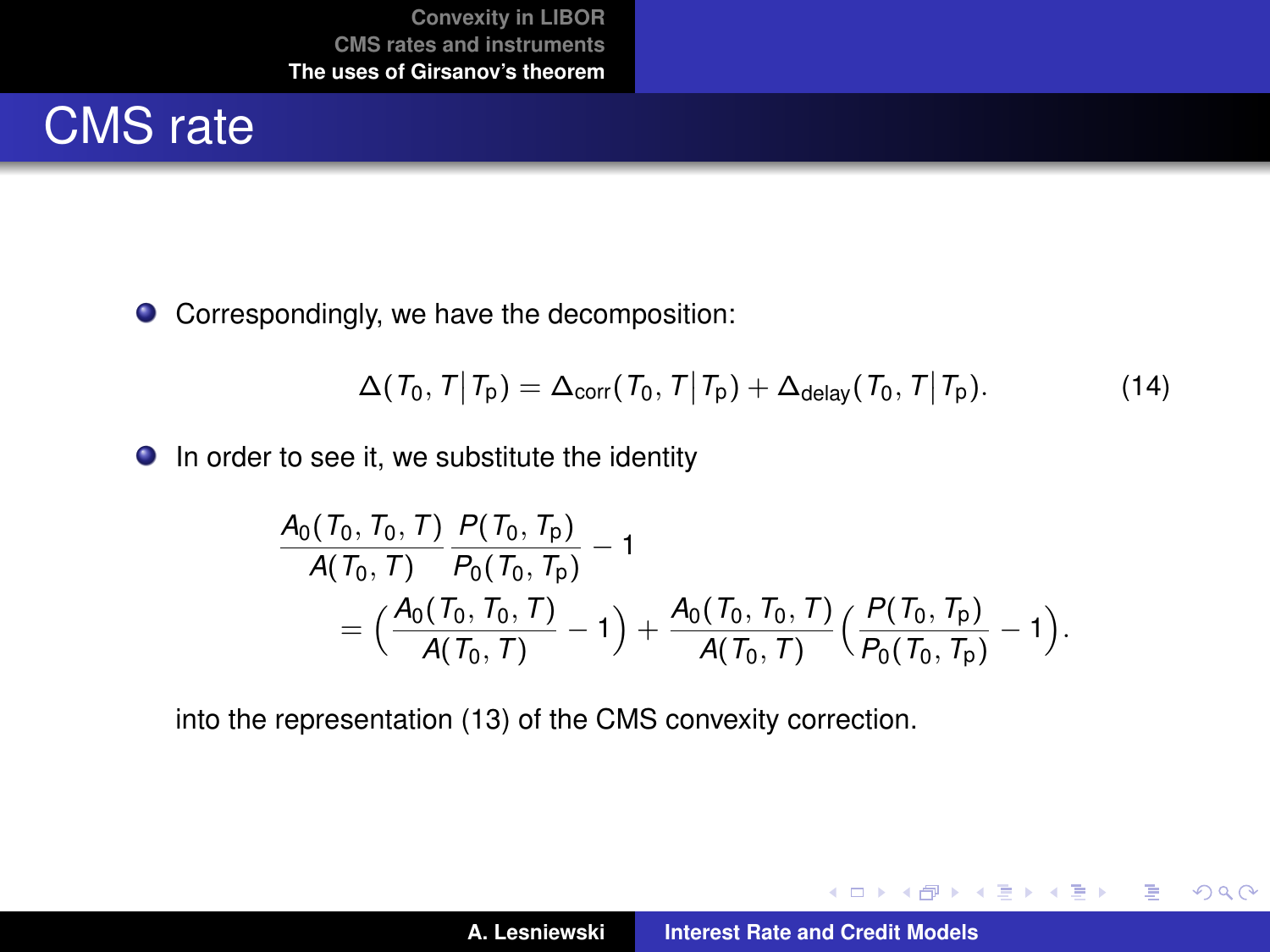# CMS rate

- Correspondingly, we have the decomposition:

$$\Delta(T_0, T \,|\, T_p) = \Delta_{\text{corr}}(T_0, T \,|\, T_p) + \Delta_{\text{delay}}(T_0, T \,|\, T_p). \tag{14}$$

- In order to see it, we substitute the identity

$$\begin{aligned}
&\frac{A_0(T_0, T_0, T)}{A(T_0, T)} \frac{P(T_0, T_p)}{P_0(T_0, T_p)} - 1 \\
&\quad = \Big(\frac{A_0(T_0, T_0, T)}{A(T_0, T)} - 1\Big) + \frac{A_0(T_0, T_0, T)}{A(T_0, T)} \Big(\frac{P(T_0, T_p)}{P_0(T_0, T_p)} - 1\Big).
\end{aligned}$$

into the representation (13) of the CMS convexity correction.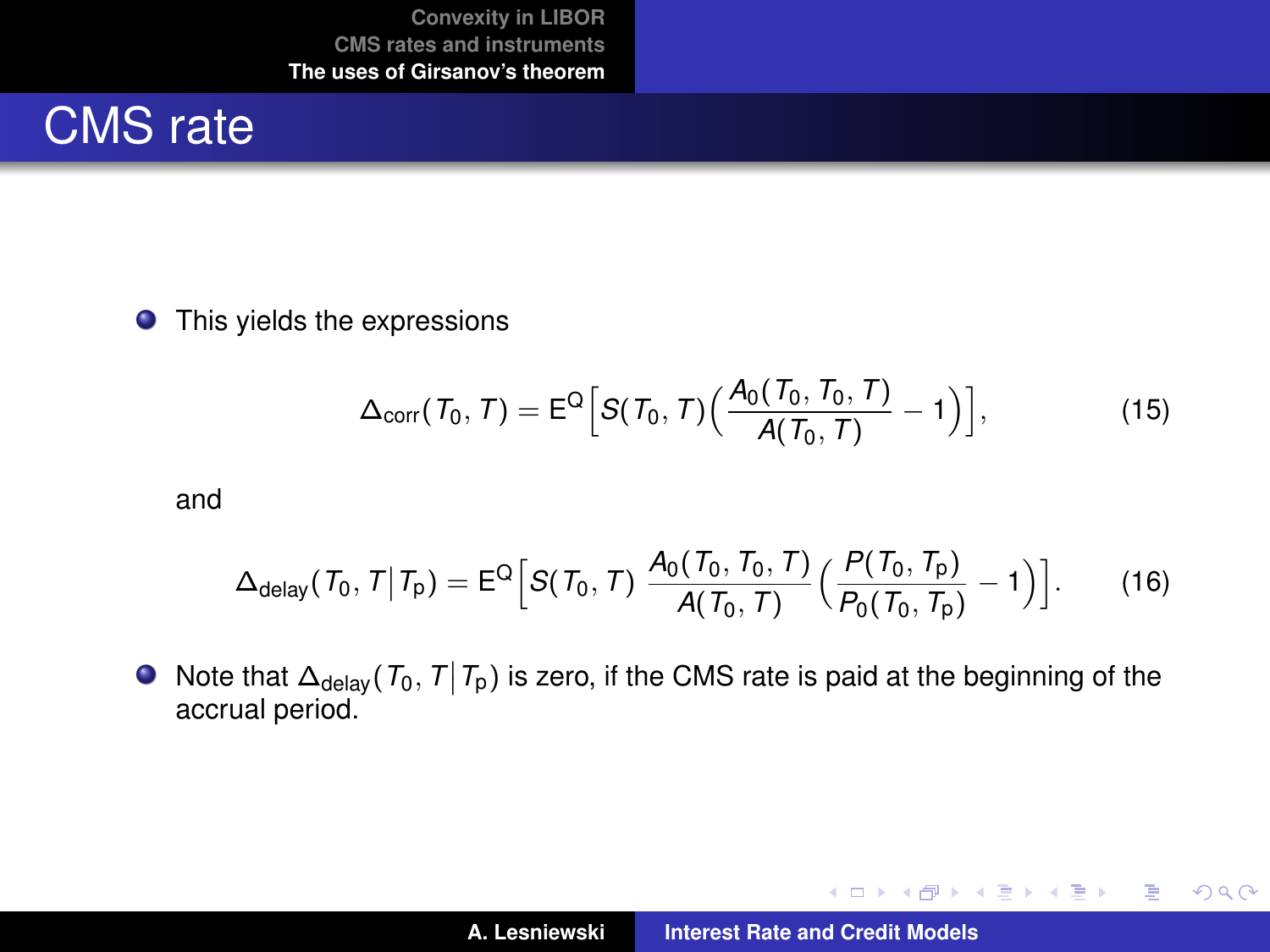## CMS rate

- This yields the expressions

$$\Delta_{\mathrm{corr}}(T_0, T) = \mathrm{E}^{\mathrm{Q}}\Big[S(T_0, T)\Big(\frac{A_0(T_0, T_0, T)}{A(T_0, T)} - 1\Big)\Big], \tag{15}$$

and

$$\Delta_{\mathrm{delay}}(T_0, T \,|\, T_{\mathrm{p}}) = \mathrm{E}^{\mathrm{Q}}\Big[S(T_0, T)\ \frac{A_0(T_0, T_0, T)}{A(T_0, T)}\Big(\frac{P(T_0, T_{\mathrm{p}})}{P_0(T_0, T_{\mathrm{p}})} - 1\Big)\Big]. \tag{16}$$

- Note that $\Delta_{\mathrm{delay}}(T_0, T \,|\, T_{\mathrm{p}})$ is zero, if the CMS rate is paid at the beginning of the accrual period.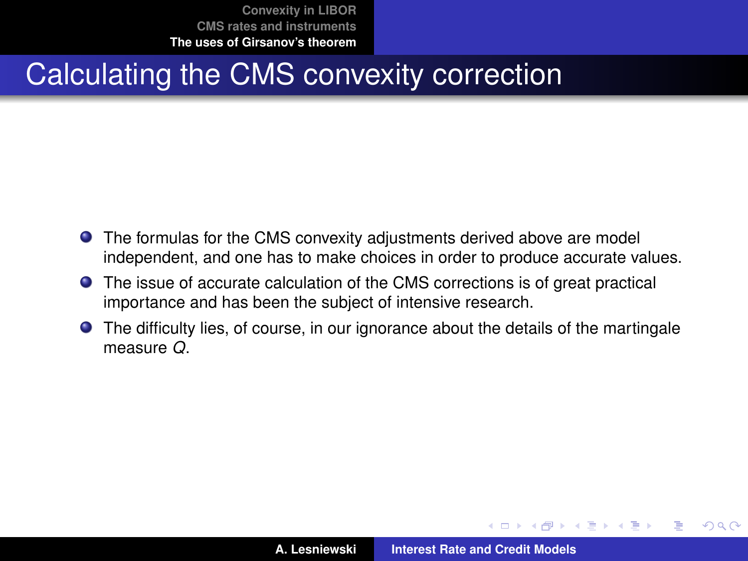# Calculating the CMS convexity correction

- The formulas for the CMS convexity adjustments derived above are model independent, and one has to make choices in order to produce accurate values.
- The issue of accurate calculation of the CMS corrections is of great practical importance and has been the subject of intensive research.
- The difficulty lies, of course, in our ignorance about the details of the martingale measure $Q$.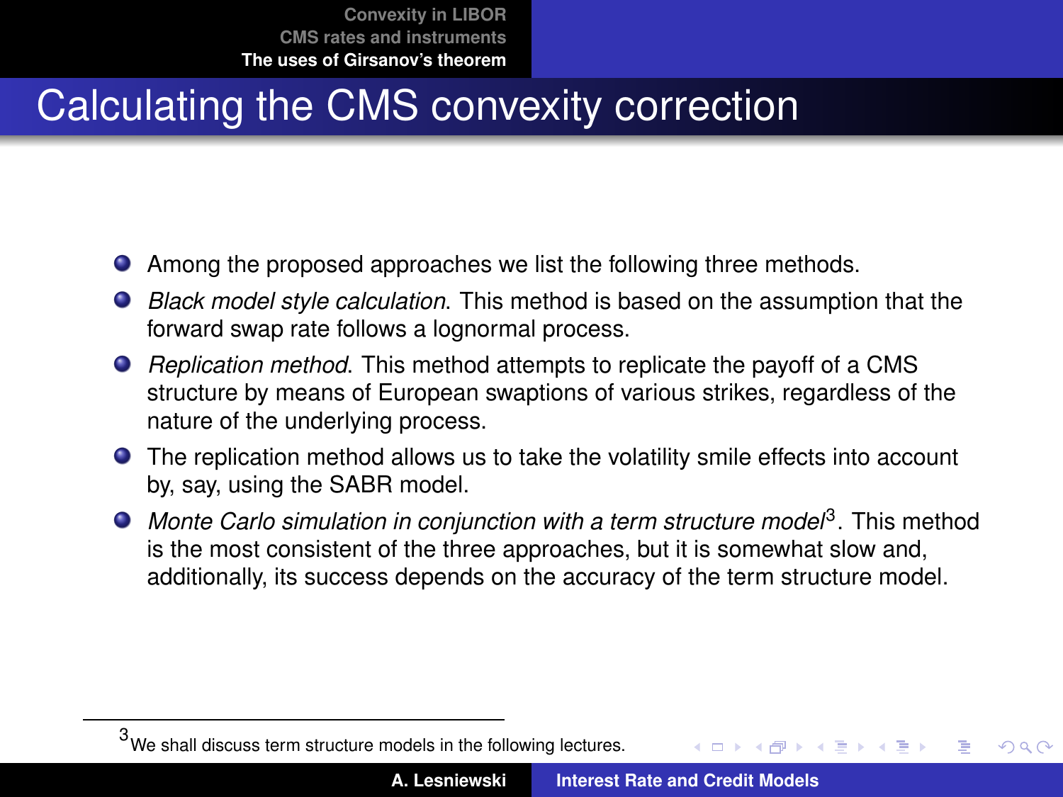# Calculating the CMS convexity correction

- Among the proposed approaches we list the following three methods.
- *Black model style calculation*. This method is based on the assumption that the forward swap rate follows a lognormal process.
- *Replication method*. This method attempts to replicate the payoff of a CMS structure by means of European swaptions of various strikes, regardless of the nature of the underlying process.
- The replication method allows us to take the volatility smile effects into account by, say, using the SABR model.
- *Monte Carlo simulation in conjunction with a term structure model*[3]. This method is the most consistent of the three approaches, but it is somewhat slow and, additionally, its success depends on the accuracy of the term structure model.

[3] We shall discuss term structure models in the following lectures.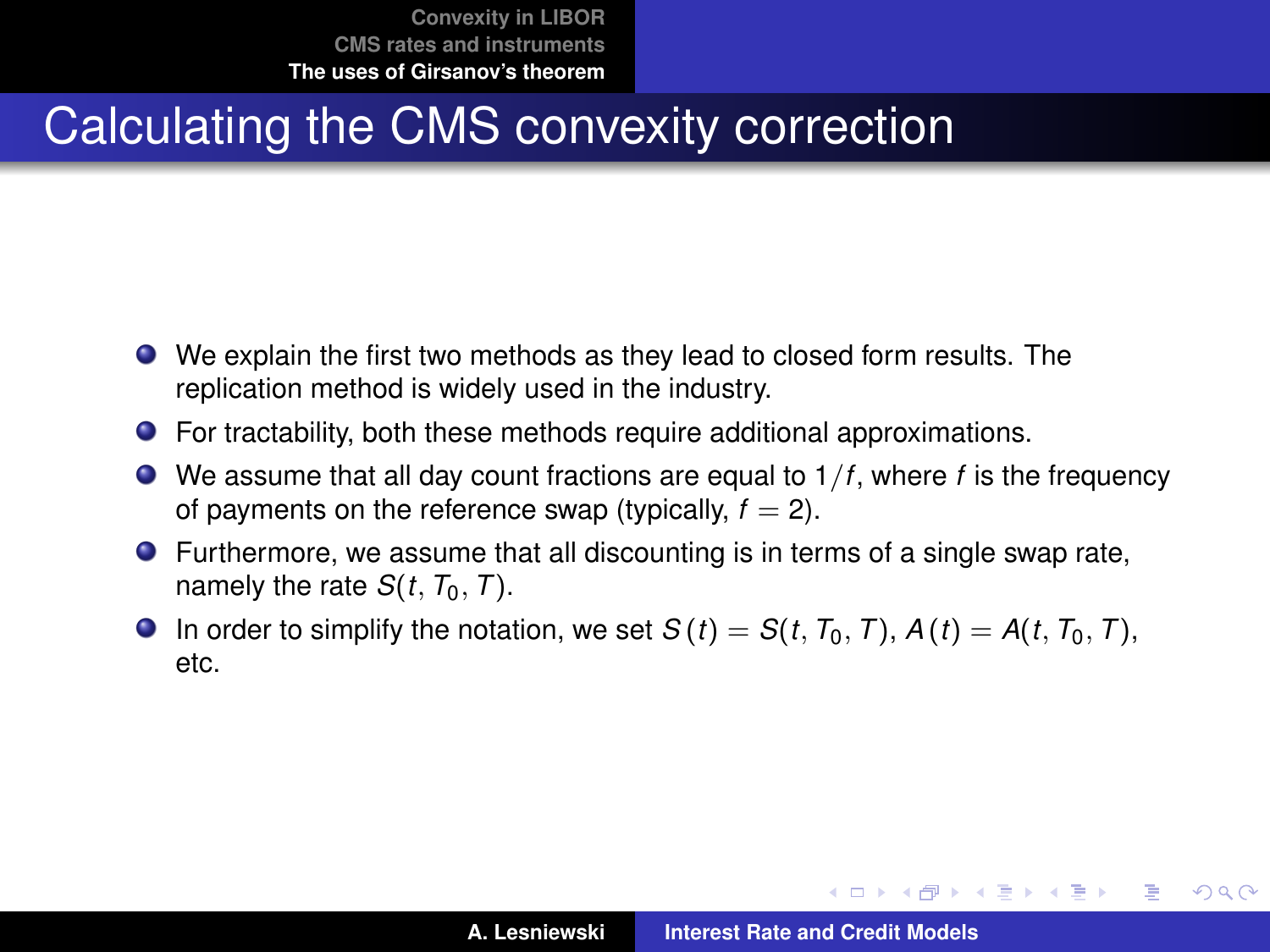# Calculating the CMS convexity correction

- We explain the first two methods as they lead to closed form results. The replication method is widely used in the industry.
- For tractability, both these methods require additional approximations.
- We assume that all day count fractions are equal to $1/f$, where $f$ is the frequency of payments on the reference swap (typically, $f = 2$).
- Furthermore, we assume that all discounting is in terms of a single swap rate, namely the rate $S(t, T_0, T)$.
- In order to simplify the notation, we set $S(t) = S(t, T_0, T)$, $A(t) = A(t, T_0, T)$, etc.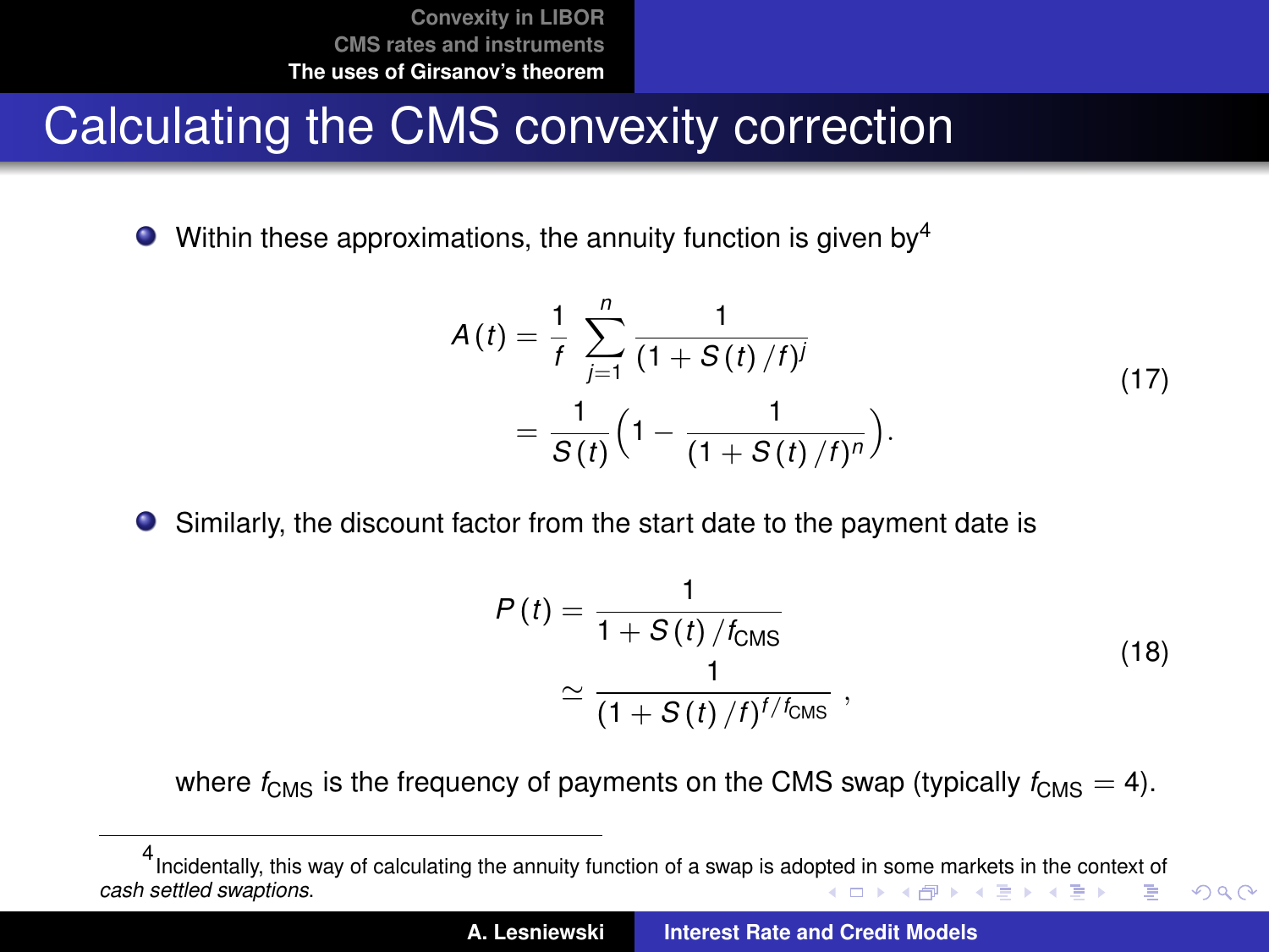# Calculating the CMS convexity correction

- Within these approximations, the annuity function is given by[4]

$$
\begin{aligned}
A(t) &= \frac{1}{f} \sum_{j=1}^{n} \frac{1}{(1 + S(t)/f)^j} \\
&= \frac{1}{S(t)} \Big( 1 - \frac{1}{(1 + S(t)/f)^n} \Big).
\end{aligned}
\tag{17}
$$

- Similarly, the discount factor from the start date to the payment date is

$$
\begin{aligned}
P(t) &= \frac{1}{1 + S(t)/f_{\mathrm{CMS}}} \\
&\simeq \frac{1}{(1 + S(t)/f)^{f/f_{\mathrm{CMS}}}} \, ,
\end{aligned}
\tag{18}
$$

where $f_{\mathrm{CMS}}$ is the frequency of payments on the CMS swap (typically $f_{\mathrm{CMS}} = 4$).

---

[4] Incidentally, this way of calculating the annuity function of a swap is adopted in some markets in the context of *cash settled swaptions*.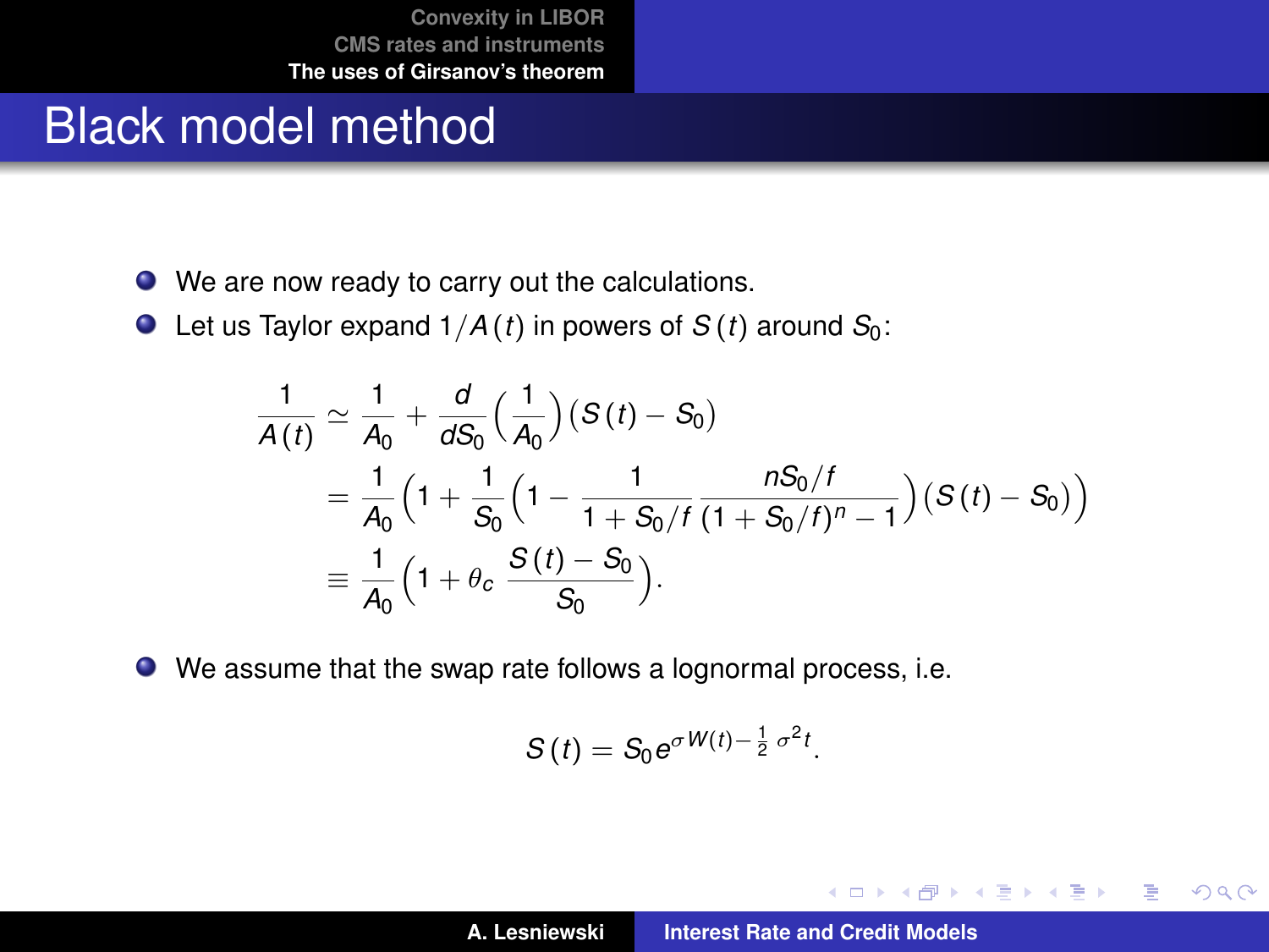# Black model method

- We are now ready to carry out the calculations.
- Let us Taylor expand $1/A(t)$ in powers of $S(t)$ around $S_0$:

$$
\begin{aligned}
\frac{1}{A(t)} &\simeq \frac{1}{A_0} + \frac{d}{dS_0}\Big(\frac{1}{A_0}\Big)(S(t) - S_0) \\
&= \frac{1}{A_0}\Big(1 + \frac{1}{S_0}\Big(1 - \frac{1}{1 + S_0/f}\,\frac{nS_0/f}{(1 + S_0/f)^n - 1}\Big)(S(t) - S_0)\Big) \\
&\equiv \frac{1}{A_0}\Big(1 + \theta_c\,\frac{S(t) - S_0}{S_0}\Big).
\end{aligned}
$$

- We assume that the swap rate follows a lognormal process, i.e.

$$
S(t) = S_0 e^{\sigma W(t) - \frac{1}{2}\sigma^2 t}.
$$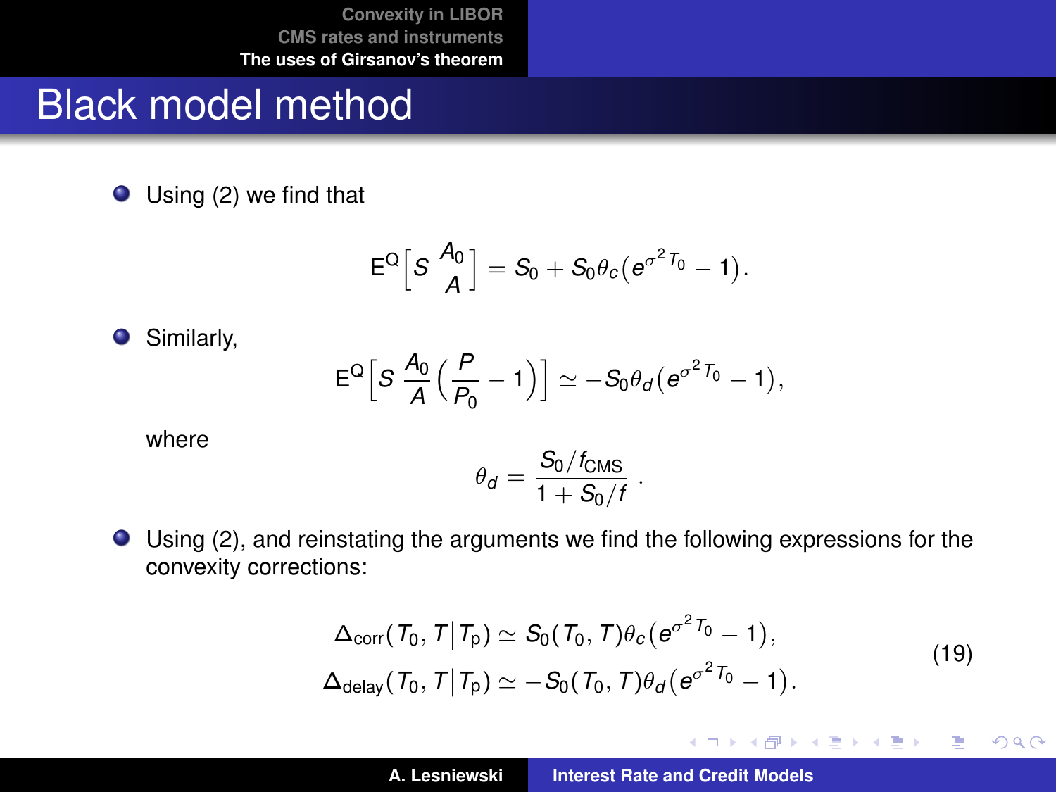# Black model method

- Using (2) we find that

$$\mathrm{E}^{\mathrm{Q}}\Big[S\,\frac{A_0}{A}\Big] = S_0 + S_0\theta_c\big(e^{\sigma^2 T_0} - 1\big).$$

- Similarly,

$$\mathrm{E}^{\mathrm{Q}}\Big[S\,\frac{A_0}{A}\Big(\frac{P}{P_0} - 1\Big)\Big] \simeq -S_0\theta_d\big(e^{\sigma^2 T_0} - 1\big),$$

  where

$$\theta_d = \frac{S_0/f_{\mathrm{CMS}}}{1 + S_0/f}\,.$$

- Using (2), and reinstating the arguments we find the following expressions for the convexity corrections:

$$\begin{aligned}
\Delta_{\mathrm{corr}}(T_0, T\,|\,T_{\mathrm{p}}) &\simeq S_0(T_0, T)\theta_c\big(e^{\sigma^2 T_0} - 1\big),\\
\Delta_{\mathrm{delay}}(T_0, T\,|\,T_{\mathrm{p}}) &\simeq -S_0(T_0, T)\theta_d\big(e^{\sigma^2 T_0} - 1\big).
\end{aligned} \tag{19}$$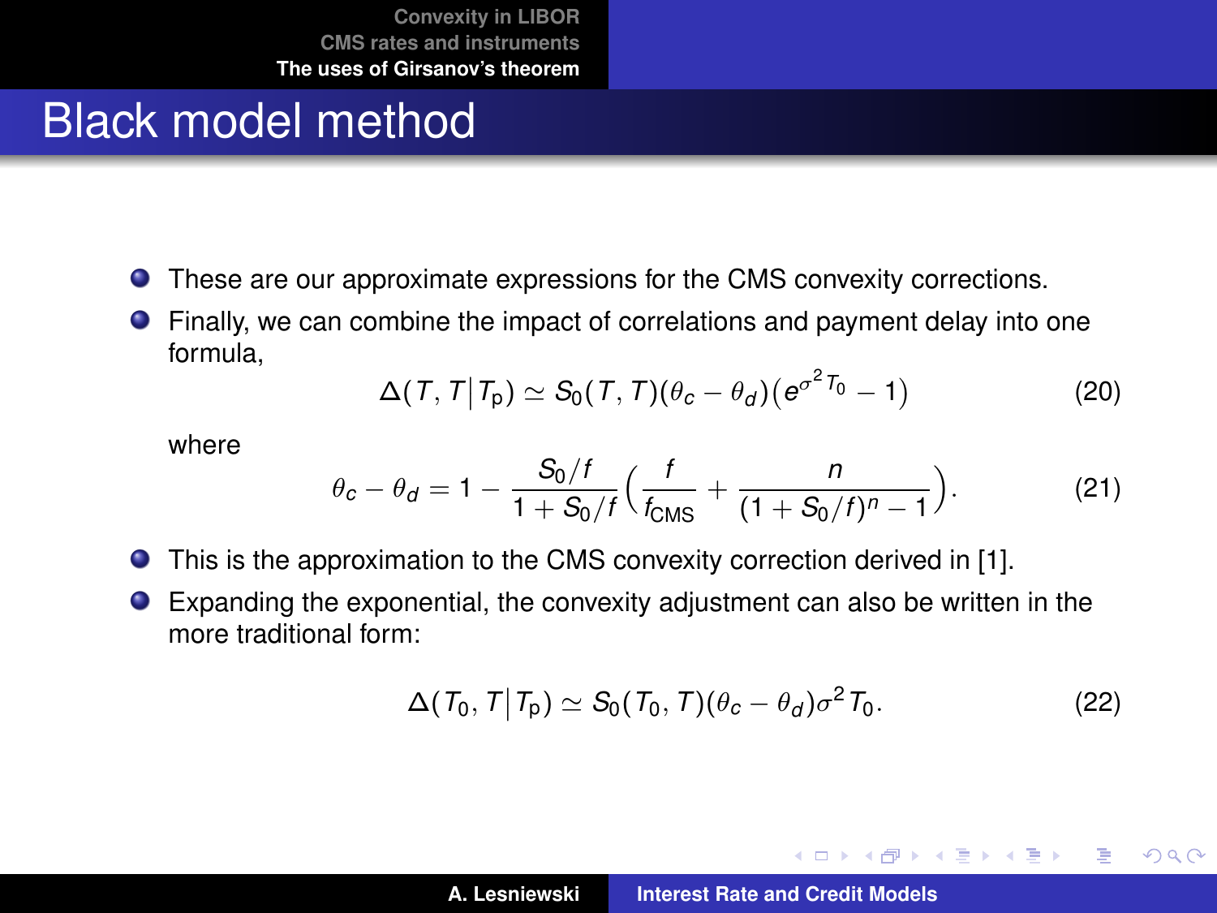# Black model method

- These are our approximate expressions for the CMS convexity corrections.
- Finally, we can combine the impact of correlations and payment delay into one formula,

$$\Delta(T, T \,|\, T_{\mathrm{p}}) \simeq S_0(T, T)(\theta_c - \theta_d)\big(e^{\sigma^2 T_0} - 1\big) \tag{20}$$

  where

$$\theta_c - \theta_d = 1 - \frac{S_0/f}{1 + S_0/f}\Big(\frac{f}{f_{\mathrm{CMS}}} + \frac{n}{(1 + S_0/f)^n - 1}\Big). \tag{21}$$

- This is the approximation to the CMS convexity correction derived in [1].
- Expanding the exponential, the convexity adjustment can also be written in the more traditional form:

$$\Delta(T_0, T \,|\, T_{\mathrm{p}}) \simeq S_0(T_0, T)(\theta_c - \theta_d)\sigma^2 T_0. \tag{22}$$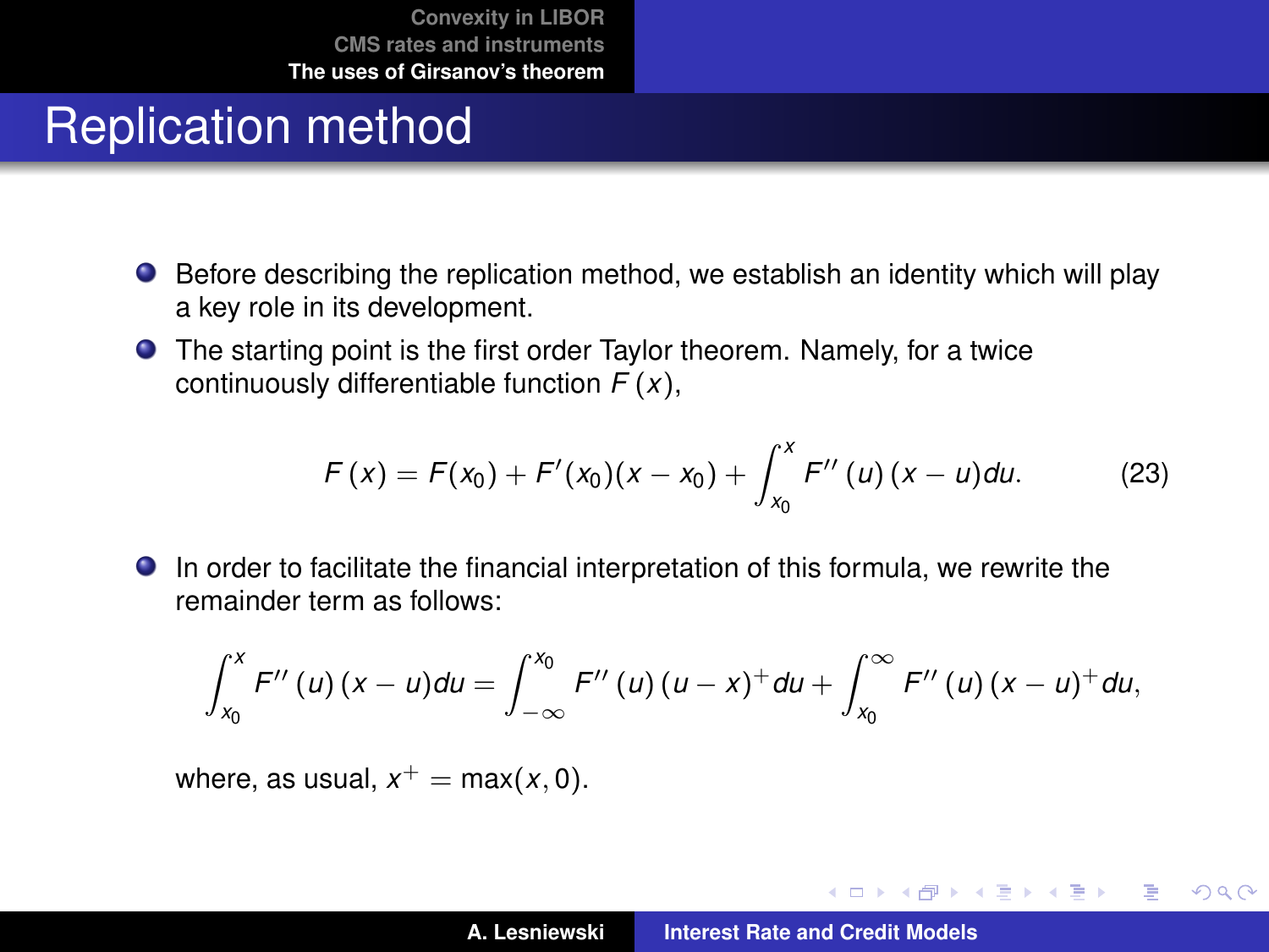# Replication method

- Before describing the replication method, we establish an identity which will play a key role in its development.
- The starting point is the first order Taylor theorem. Namely, for a twice continuously differentiable function $F(x)$,

$$F(x) = F(x_0) + F'(x_0)(x - x_0) + \int_{x_0}^{x} F''(u)(x - u)du. \tag{23}$$

- In order to facilitate the financial interpretation of this formula, we rewrite the remainder term as follows:

$$\int_{x_0}^{x} F''(u)(x - u)du = \int_{-\infty}^{x_0} F''(u)(u - x)^+ du + \int_{x_0}^{\infty} F''(u)(x - u)^+ du,$$

  where, as usual, $x^+ = \max(x, 0)$.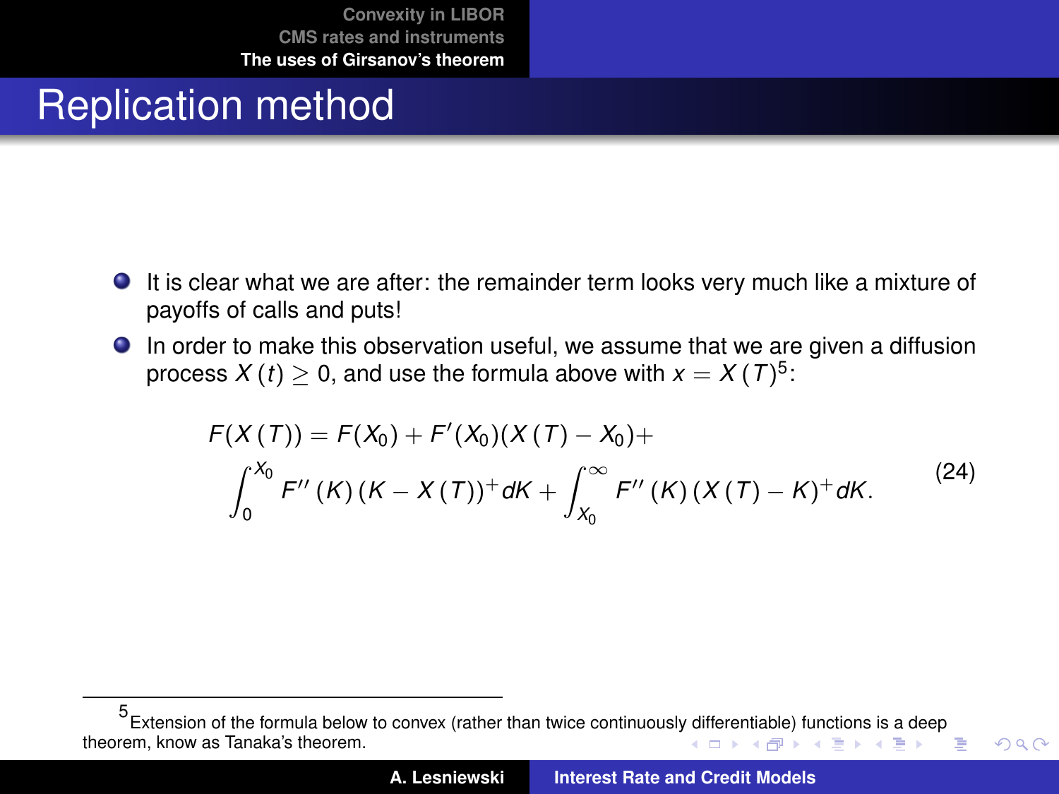# Replication method

- It is clear what we are after: the remainder term looks very much like a mixture of payoffs of calls and puts!
- In order to make this observation useful, we assume that we are given a diffusion process $X(t) \geq 0$, and use the formula above with $x = X(T)$[5]:

$$
\begin{aligned}
F(X(T)) = \; & F(X_0) + F'(X_0)(X(T) - X_0) + \\
& \int_0^{X_0} F''(K)(K - X(T))^+ dK + \int_{X_0}^{\infty} F''(K)(X(T) - K)^+ dK.
\end{aligned}
\tag{24}
$$

[5] Extension of the formula below to convex (rather than twice continuously differentiable) functions is a deep theorem, know as Tanaka's theorem.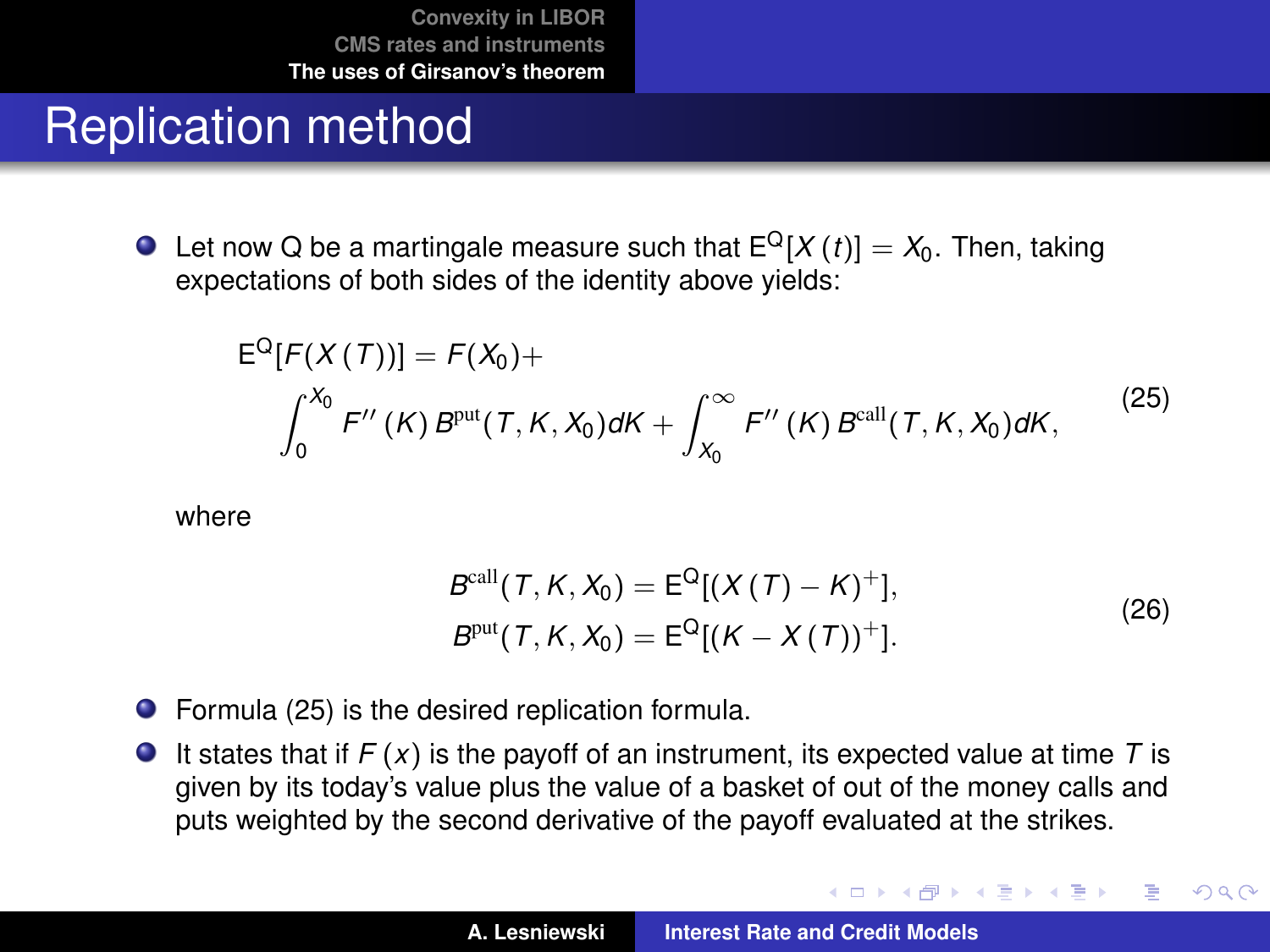# Replication method

- Let now Q be a martingale measure such that $\mathrm{E}^{\mathrm{Q}}[X(t)] = X_0$. Then, taking expectations of both sides of the identity above yields:

$$
\begin{aligned}
\mathrm{E}^{\mathrm{Q}}[F(X(T))] = F(X_0) + \\
\int_0^{X_0} F''(K)\, B^{\mathrm{put}}(T, K, X_0)dK + \int_{X_0}^{\infty} F''(K)\, B^{\mathrm{call}}(T, K, X_0)dK,
\end{aligned}
\tag{25}
$$

  where

$$
\begin{aligned}
B^{\mathrm{call}}(T, K, X_0) &= \mathrm{E}^{\mathrm{Q}}[(X(T) - K)^+], \\
B^{\mathrm{put}}(T, K, X_0) &= \mathrm{E}^{\mathrm{Q}}[(K - X(T))^+].
\end{aligned}
\tag{26}
$$

- Formula (25) is the desired replication formula.
- It states that if $F(x)$ is the payoff of an instrument, its expected value at time $T$ is given by its today's value plus the value of a basket of out of the money calls and puts weighted by the second derivative of the payoff evaluated at the strikes.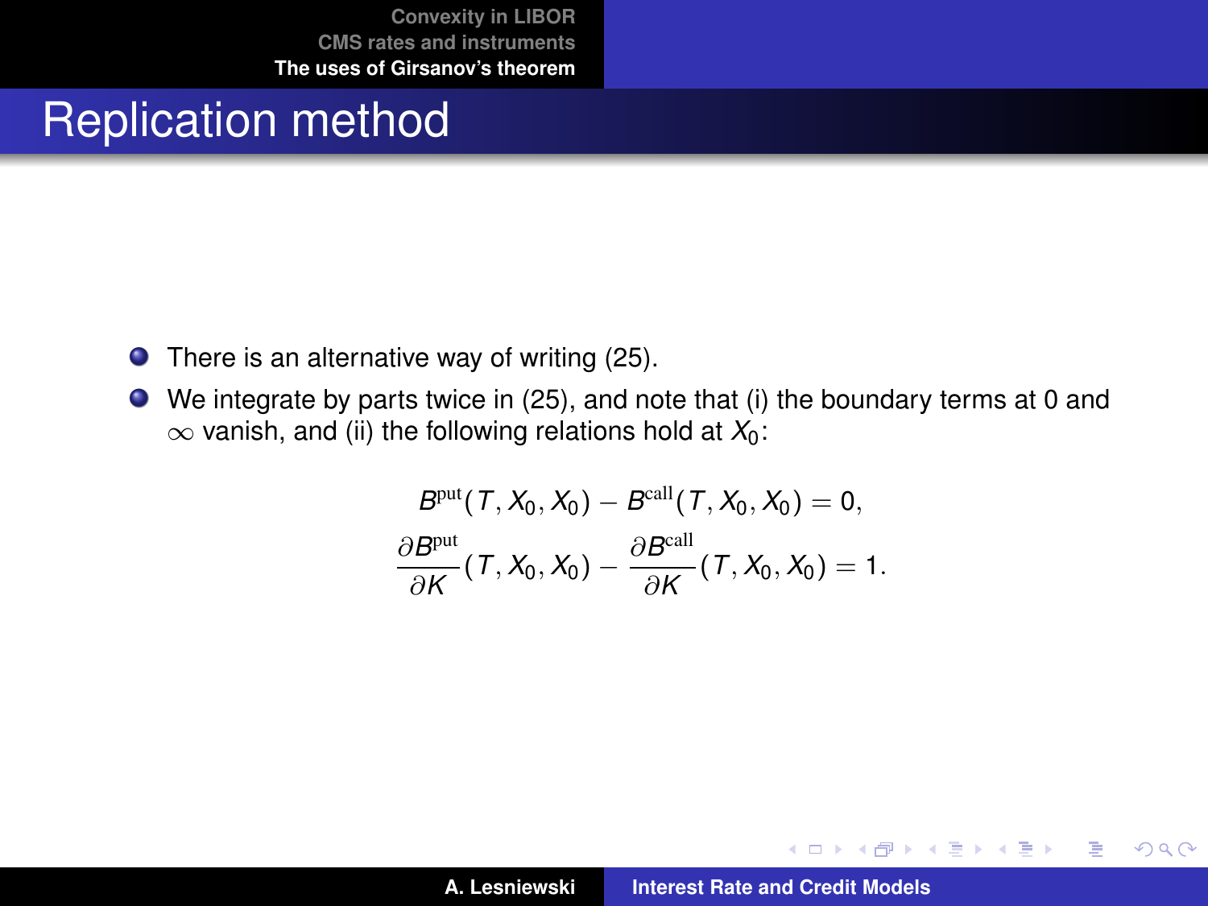# Replication method

- There is an alternative way of writing (25).
- We integrate by parts twice in (25), and note that (i) the boundary terms at 0 and $\infty$ vanish, and (ii) the following relations hold at $X_0$:

$$
\begin{aligned}
B^{\text{put}}(T, X_0, X_0) - B^{\text{call}}(T, X_0, X_0) &= 0, \\
\frac{\partial B^{\text{put}}}{\partial K}(T, X_0, X_0) - \frac{\partial B^{\text{call}}}{\partial K}(T, X_0, X_0) &= 1.
\end{aligned}
$$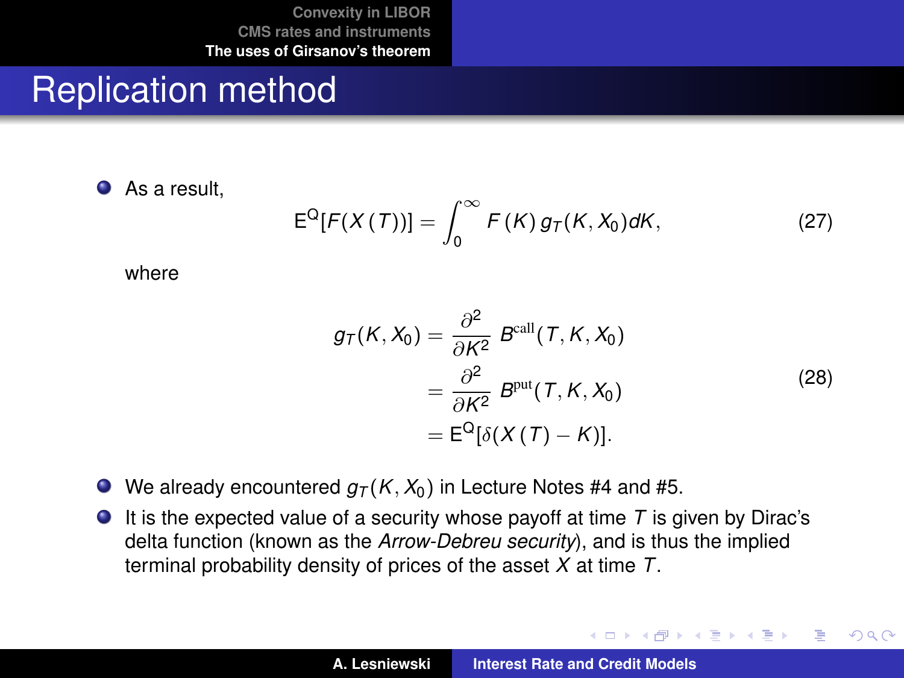# Replication method

- As a result,

$$\mathrm{E}^{\mathrm{Q}}[F(X(T))] = \int_0^\infty F(K)\, g_T(K, X_0) dK, \tag{27}$$

where

$$\begin{aligned} g_T(K, X_0) &= \frac{\partial^2}{\partial K^2}\, B^{\mathrm{call}}(T, K, X_0) \\ &= \frac{\partial^2}{\partial K^2}\, B^{\mathrm{put}}(T, K, X_0) \\ &= \mathrm{E}^{\mathrm{Q}}[\delta(X(T) - K)]. \end{aligned} \tag{28}$$

- We already encountered $g_T(K, X_0)$ in Lecture Notes #4 and #5.
- It is the expected value of a security whose payoff at time $T$ is given by Dirac's delta function (known as the *Arrow-Debreu security*), and is thus the implied terminal probability density of prices of the asset $X$ at time $T$.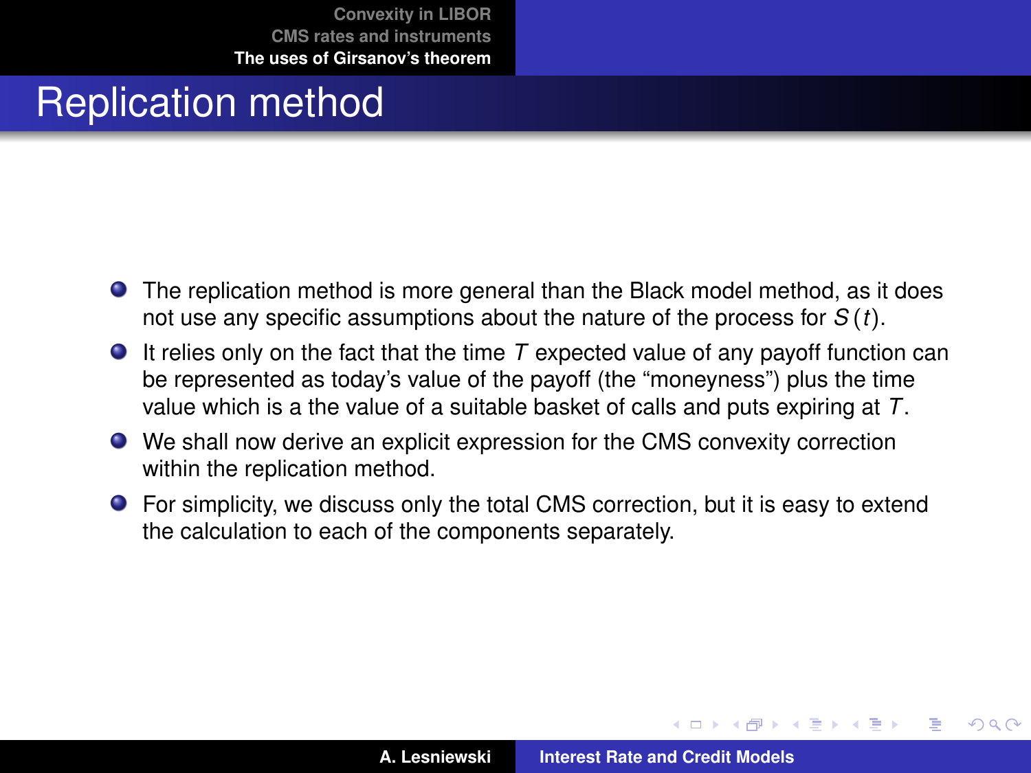# Replication method

- The replication method is more general than the Black model method, as it does not use any specific assumptions about the nature of the process for $S(t)$.
- It relies only on the fact that the time $T$ expected value of any payoff function can be represented as today's value of the payoff (the "moneyness") plus the time value which is a the value of a suitable basket of calls and puts expiring at $T$.
- We shall now derive an explicit expression for the CMS convexity correction within the replication method.
- For simplicity, we discuss only the total CMS correction, but it is easy to extend the calculation to each of the components separately.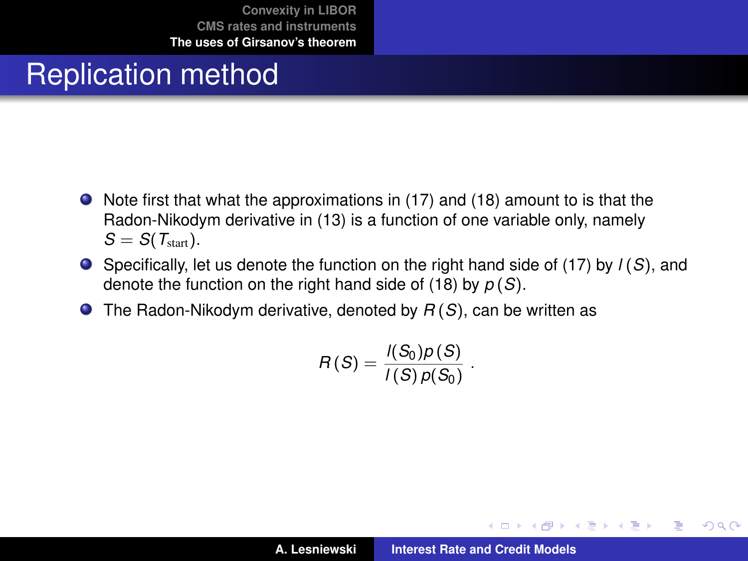# Replication method

- Note first that what the approximations in (17) and (18) amount to is that the Radon-Nikodym derivative in (13) is a function of one variable only, namely $S = S(T_{\text{start}})$.
- Specifically, let us denote the function on the right hand side of (17) by $l(S)$, and denote the function on the right hand side of (18) by $p(S)$.
- The Radon-Nikodym derivative, denoted by $R(S)$, can be written as

$$R(S) = \frac{l(S_0)p(S)}{l(S)\,p(S_0)}\ .$$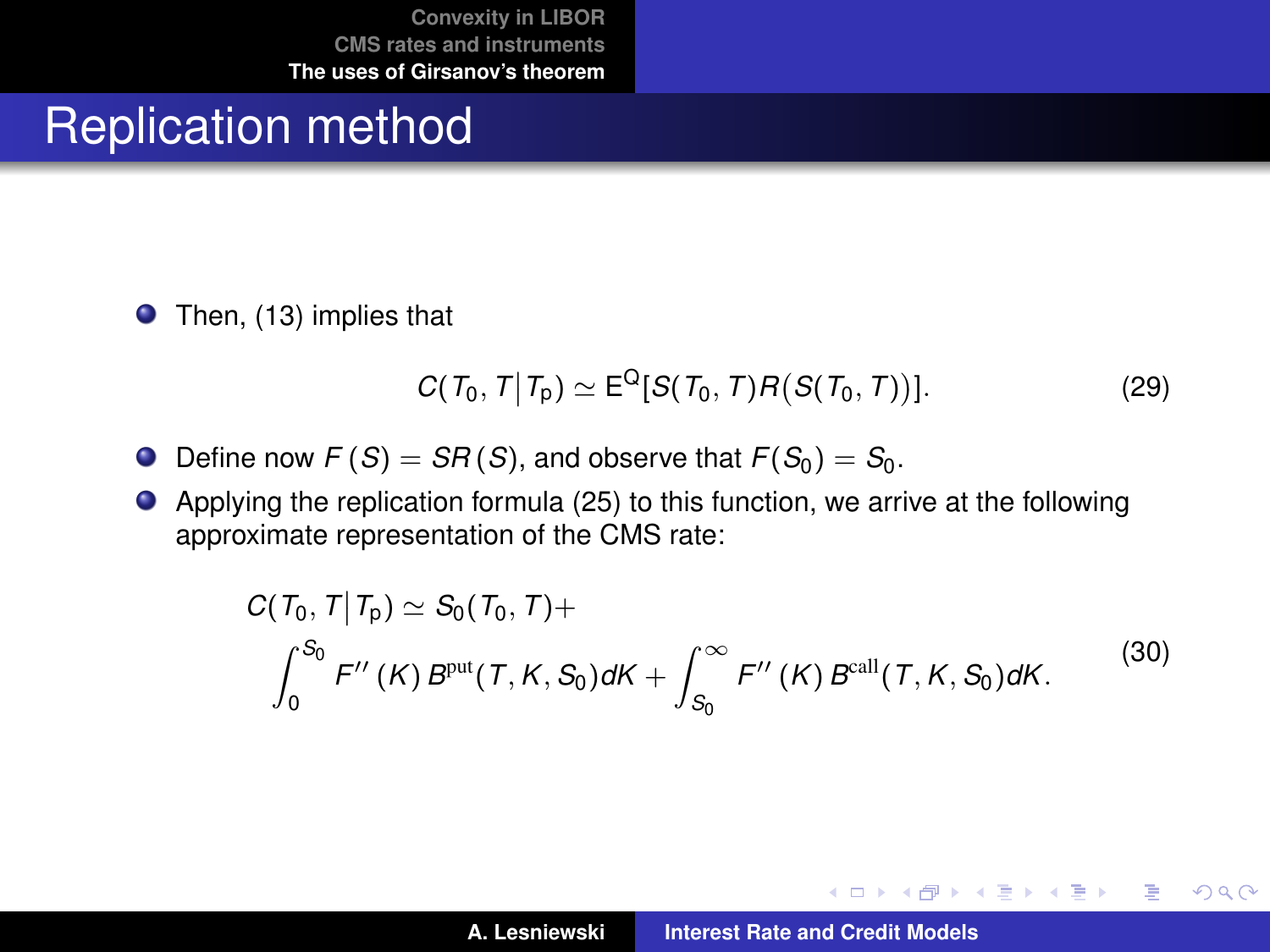# Replication method

- Then, (13) implies that

$$C(T_0, T \,|\, T_{\mathrm{p}}) \simeq \mathrm{E}^{\mathrm{Q}}[S(T_0, T) R(S(T_0, T))]. \tag{29}$$

- Define now $F(S) = SR(S)$, and observe that $F(S_0) = S_0$.
- Applying the replication formula (25) to this function, we arrive at the following approximate representation of the CMS rate:

$$C(T_0, T \,|\, T_{\mathrm{p}}) \simeq S_0(T_0, T) + \int_0^{S_0} F''(K)\, B^{\mathrm{put}}(T, K, S_0) dK + \int_{S_0}^{\infty} F''(K)\, B^{\mathrm{call}}(T, K, S_0) dK. \tag{30}$$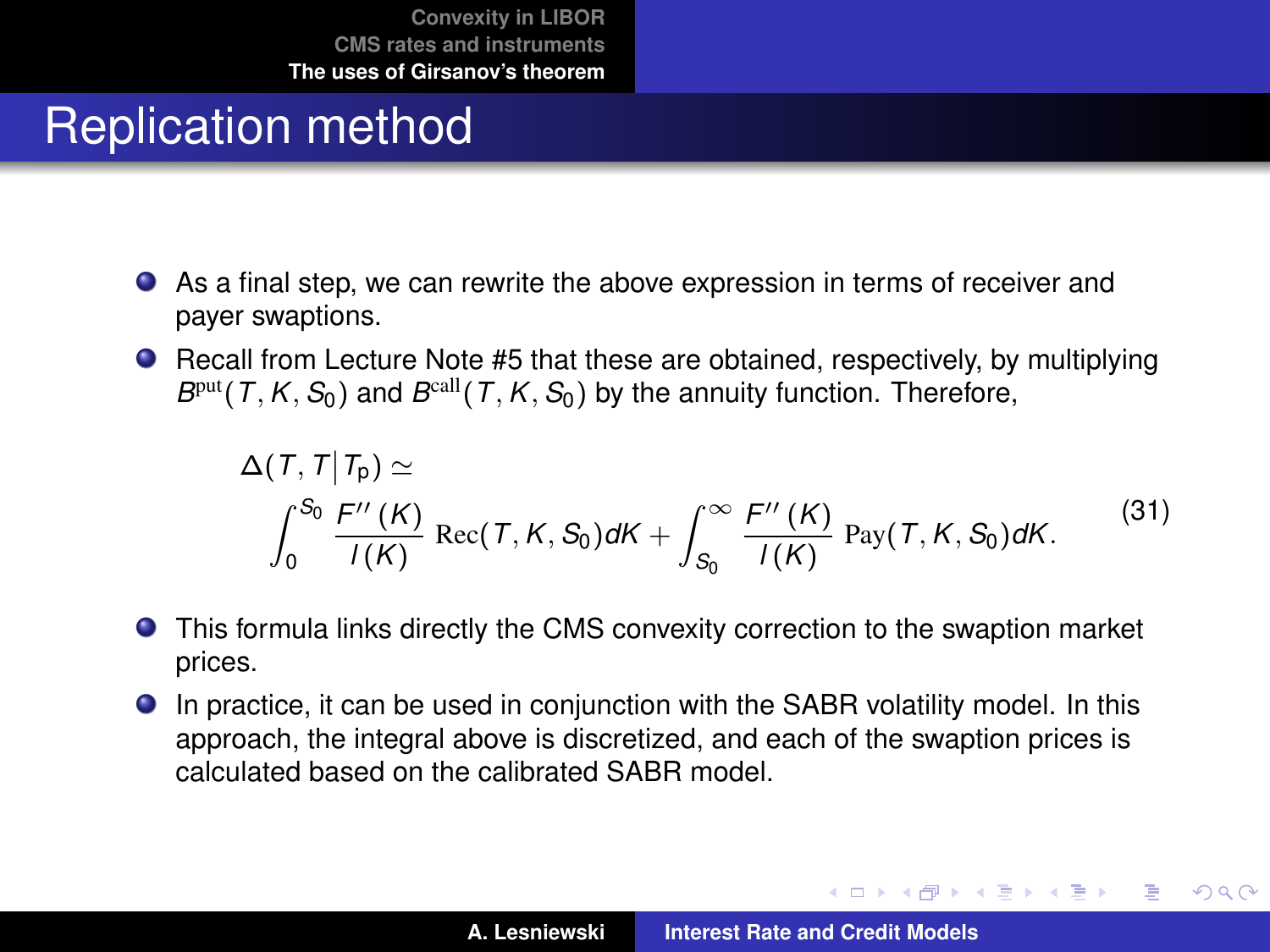# Replication method

- As a final step, we can rewrite the above expression in terms of receiver and payer swaptions.
- Recall from Lecture Note #5 that these are obtained, respectively, by multiplying $B^{\text{put}}(T, K, S_0)$ and $B^{\text{call}}(T, K, S_0)$ by the annuity function. Therefore,

$$
\begin{aligned}
&\Delta(T, T \,|\, T_{\text{p}}) \simeq \\
&\int_0^{S_0} \frac{F''(K)}{I(K)} \, \text{Rec}(T, K, S_0) dK + \int_{S_0}^{\infty} \frac{F''(K)}{I(K)} \, \text{Pay}(T, K, S_0) dK.
\end{aligned}
\tag{31}
$$

- This formula links directly the CMS convexity correction to the swaption market prices.
- In practice, it can be used in conjunction with the SABR volatility model. In this approach, the integral above is discretized, and each of the swaption prices is calculated based on the calibrated SABR model.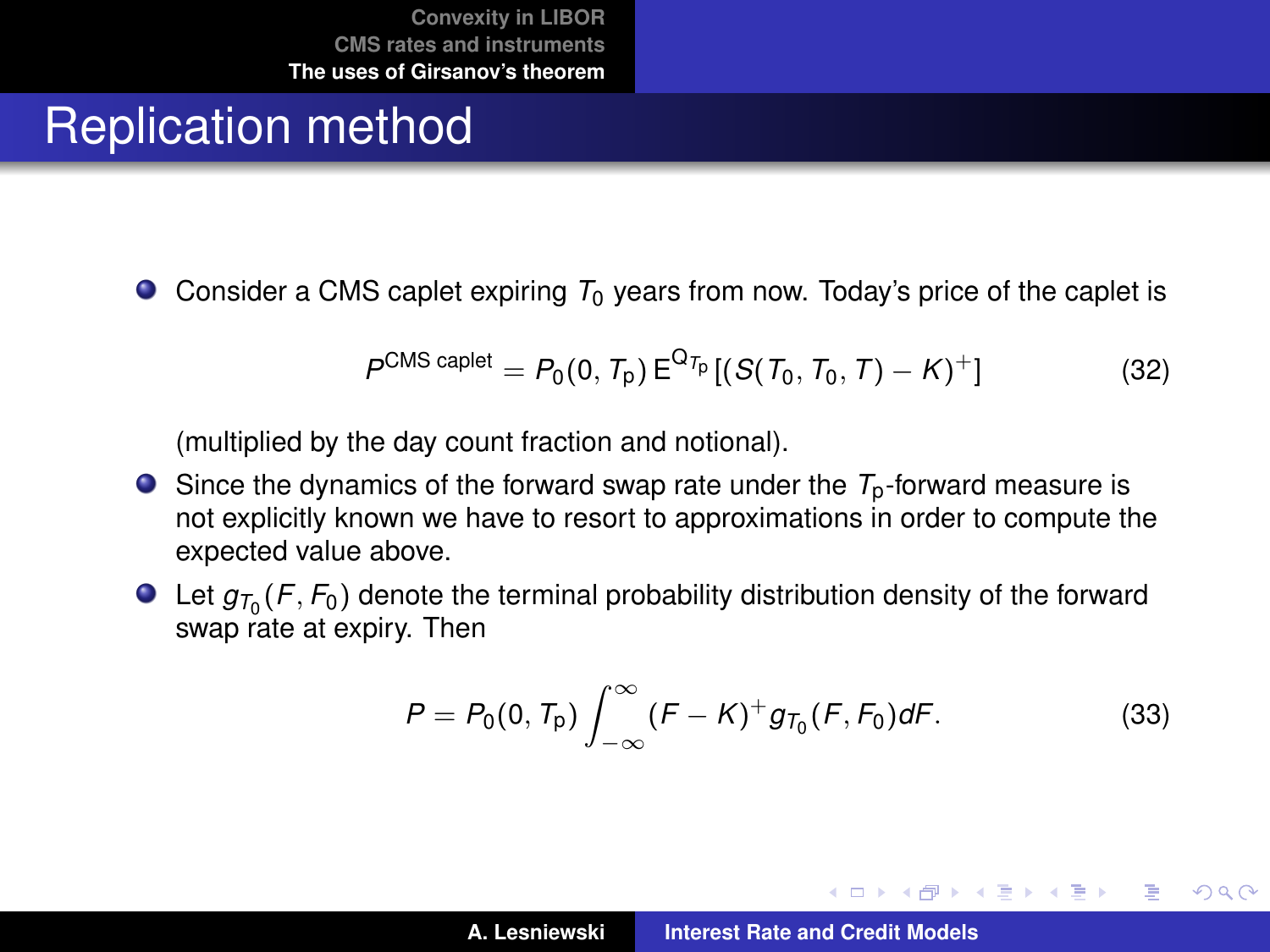# Replication method

- Consider a CMS caplet expiring $T_0$ years from now. Today's price of the caplet is

$$P^{\text{CMS caplet}} = P_0(0, T_{\mathrm{p}}) \, \mathrm{E}^{\mathrm{Q}_{T_{\mathrm{p}}}} [(S(T_0, T_0, T) - K)^+] \tag{32}$$

  (multiplied by the day count fraction and notional).

- Since the dynamics of the forward swap rate under the $T_{\mathrm{p}}$-forward measure is not explicitly known we have to resort to approximations in order to compute the expected value above.
- Let $g_{T_0}(F, F_0)$ denote the terminal probability distribution density of the forward swap rate at expiry. Then

$$P = P_0(0, T_{\mathrm{p}}) \int_{-\infty}^{\infty} (F - K)^+ g_{T_0}(F, F_0) dF. \tag{33}$$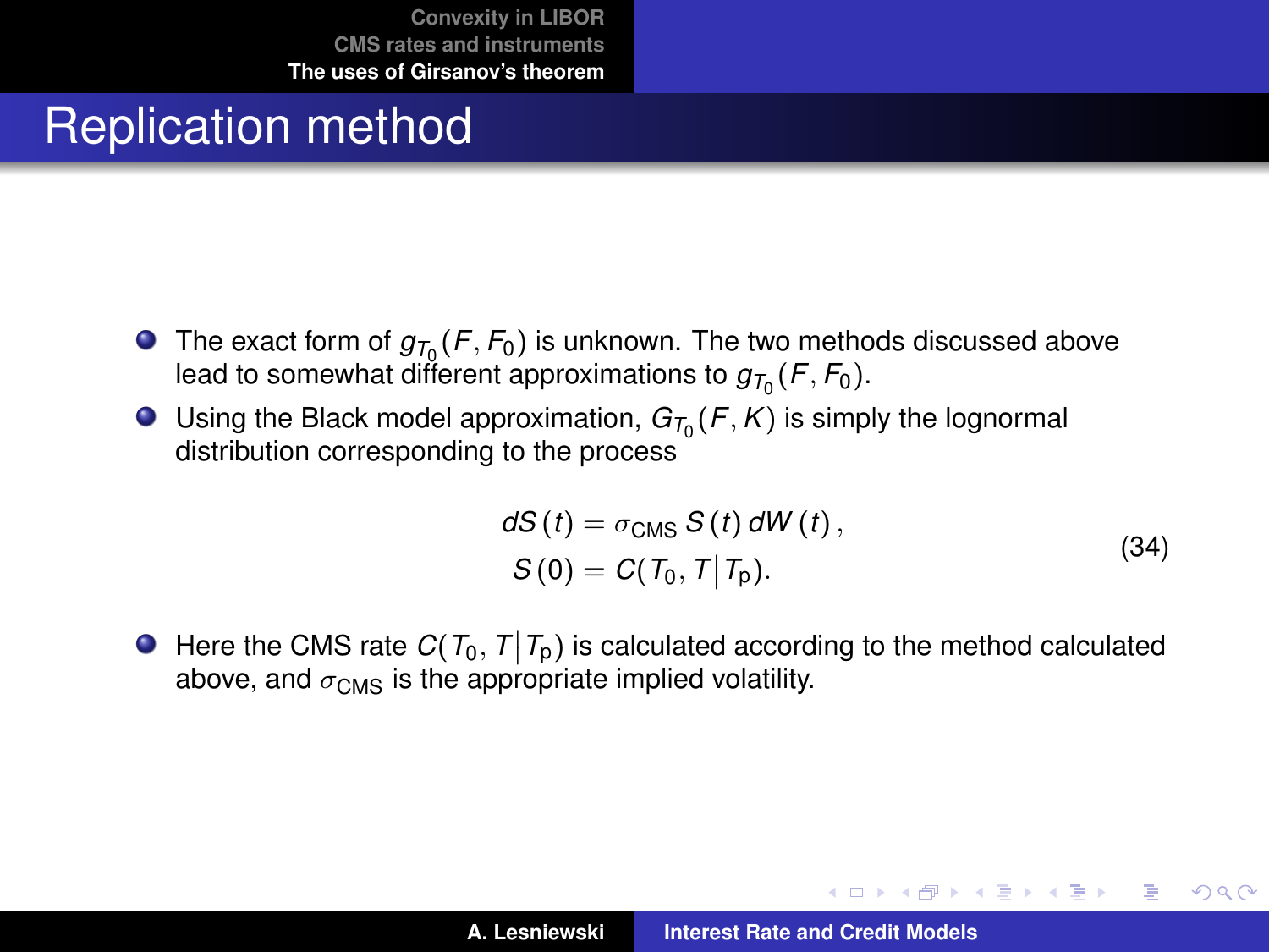# Replication method

- The exact form of $g_{T_0}(F, F_0)$ is unknown. The two methods discussed above lead to somewhat different approximations to $g_{T_0}(F, F_0)$.
- Using the Black model approximation, $G_{T_0}(F, K)$ is simply the lognormal distribution corresponding to the process

$$
\begin{aligned}
dS(t) &= \sigma_{\text{CMS}}\, S(t)\, dW(t), \\
S(0) &= C(T_0, T \,|\, T_{\text{p}}).
\end{aligned}
\tag{34}
$$

- Here the CMS rate $C(T_0, T \,|\, T_{\text{p}})$ is calculated according to the method calculated above, and $\sigma_{\text{CMS}}$ is the appropriate implied volatility.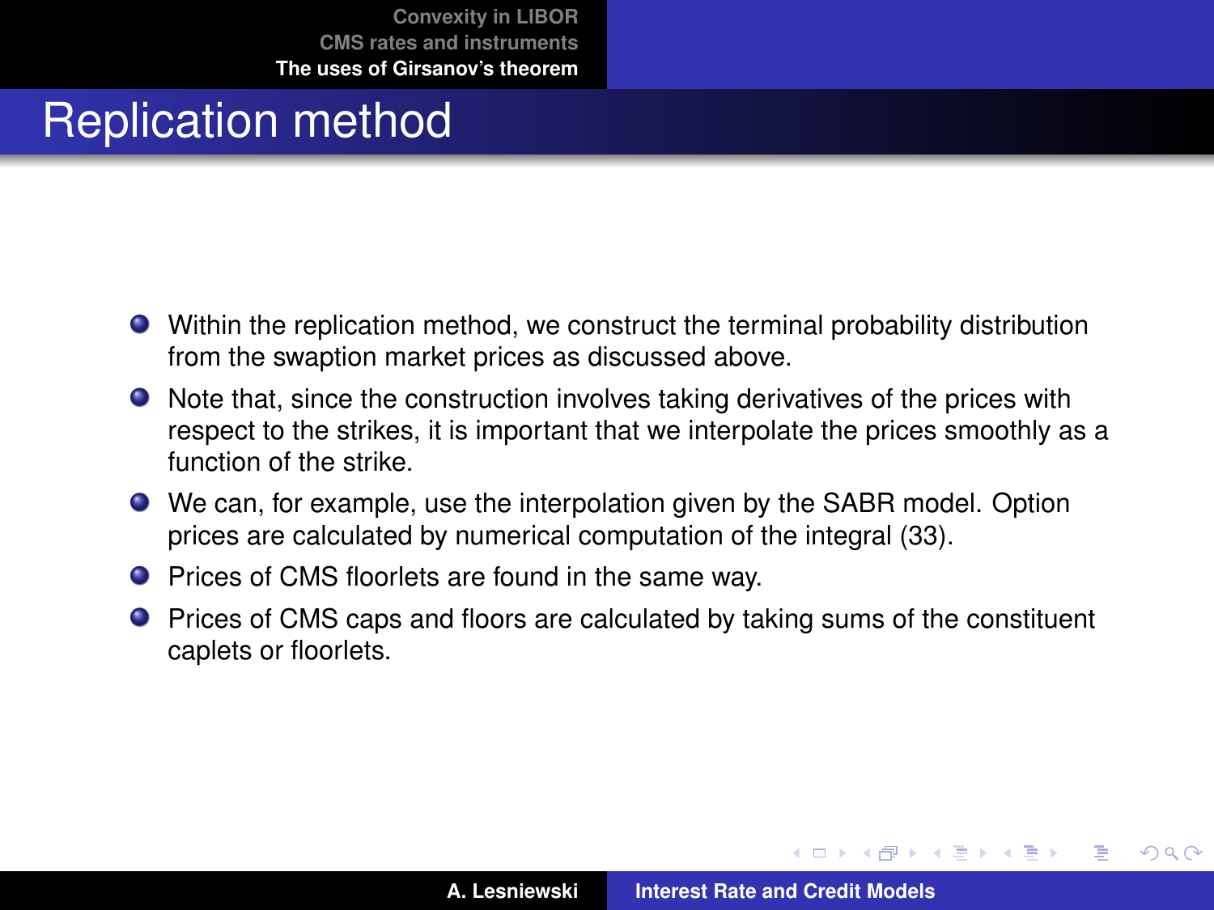# Replication method

- Within the replication method, we construct the terminal probability distribution from the swaption market prices as discussed above.
- Note that, since the construction involves taking derivatives of the prices with respect to the strikes, it is important that we interpolate the prices smoothly as a function of the strike.
- We can, for example, use the interpolation given by the SABR model. Option prices are calculated by numerical computation of the integral (33).
- Prices of CMS floorlets are found in the same way.
- Prices of CMS caps and floors are calculated by taking sums of the constituent caplets or floorlets.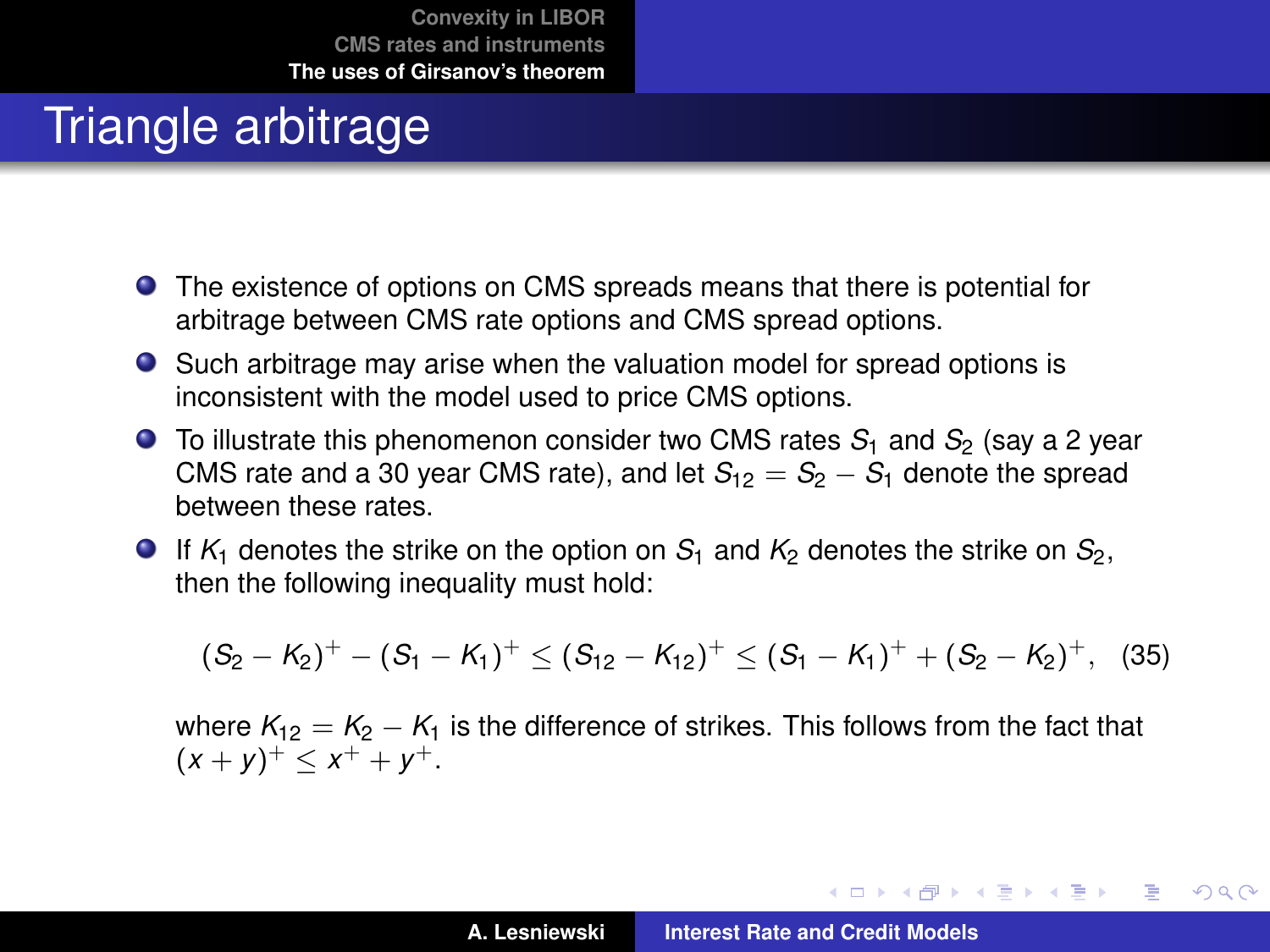# Triangle arbitrage

- The existence of options on CMS spreads means that there is potential for arbitrage between CMS rate options and CMS spread options.
- Such arbitrage may arise when the valuation model for spread options is inconsistent with the model used to price CMS options.
- To illustrate this phenomenon consider two CMS rates $S_1$ and $S_2$ (say a 2 year CMS rate and a 30 year CMS rate), and let $S_{12} = S_2 - S_1$ denote the spread between these rates.
- If $K_1$ denotes the strike on the option on $S_1$ and $K_2$ denotes the strike on $S_2$, then the following inequality must hold:

$$(S_2 - K_2)^+ - (S_1 - K_1)^+ \le (S_{12} - K_{12})^+ \le (S_1 - K_1)^+ + (S_2 - K_2)^+, \quad (35)$$

  where $K_{12} = K_2 - K_1$ is the difference of strikes. This follows from the fact that $(x + y)^+ \le x^+ + y^+$.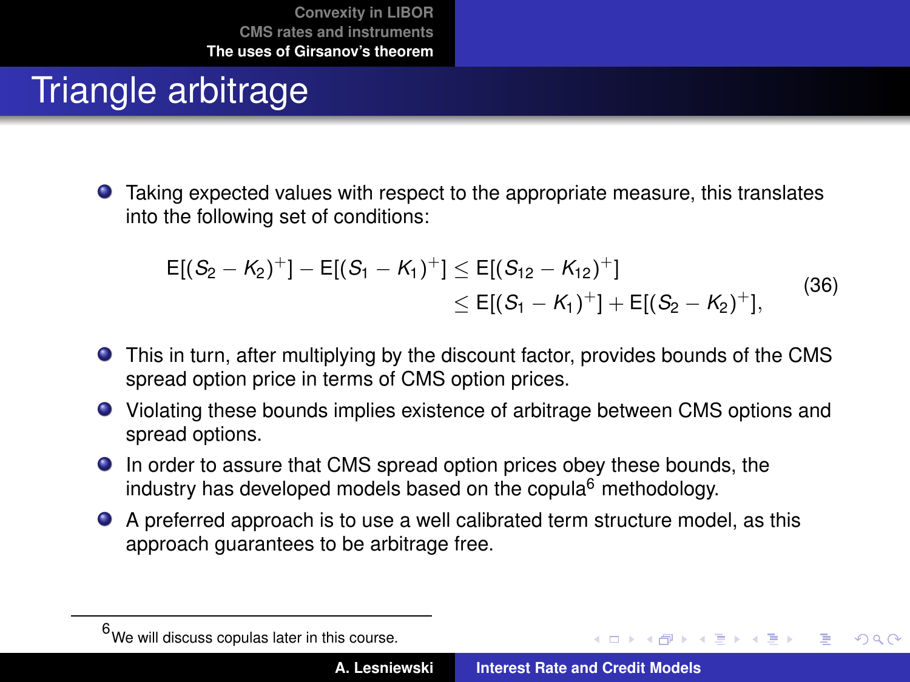# Triangle arbitrage

- Taking expected values with respect to the appropriate measure, this translates into the following set of conditions:

$$
\begin{aligned}
\mathsf{E}[(S_2 - K_2)^+] - \mathsf{E}[(S_1 - K_1)^+] &\le \mathsf{E}[(S_{12} - K_{12})^+] \\
&\le \mathsf{E}[(S_1 - K_1)^+] + \mathsf{E}[(S_2 - K_2)^+],
\end{aligned}
\tag{36}
$$

- This in turn, after multiplying by the discount factor, provides bounds of the CMS spread option price in terms of CMS option prices.
- Violating these bounds implies existence of arbitrage between CMS options and spread options.
- In order to assure that CMS spread option prices obey these bounds, the industry has developed models based on the copula[6] methodology.
- A preferred approach is to use a well calibrated term structure model, as this approach guarantees to be arbitrage free.

[6] We will discuss copulas later in this course.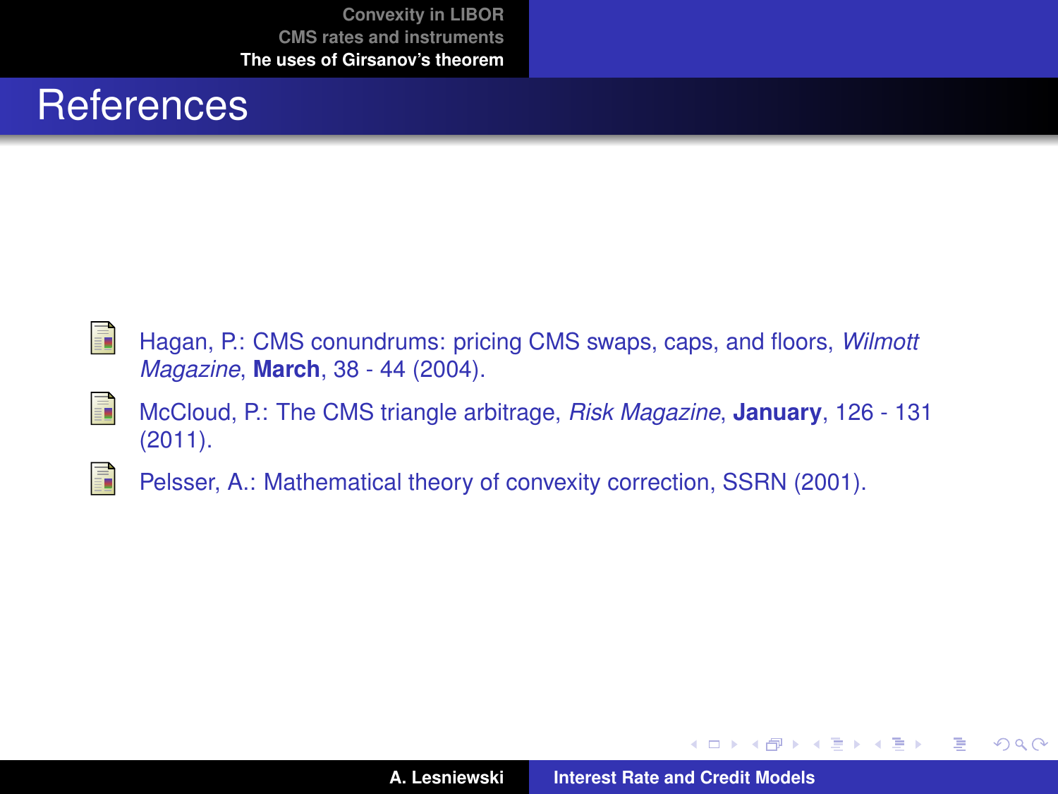# References

- Hagan, P.: CMS conundrums: pricing CMS swaps, caps, and floors, *Wilmott Magazine*, **March**, 38 - 44 (2004).
- McCloud, P.: The CMS triangle arbitrage, *Risk Magazine*, **January**, 126 - 131 (2011).
- Pelsser, A.: Mathematical theory of convexity correction, SSRN (2001).